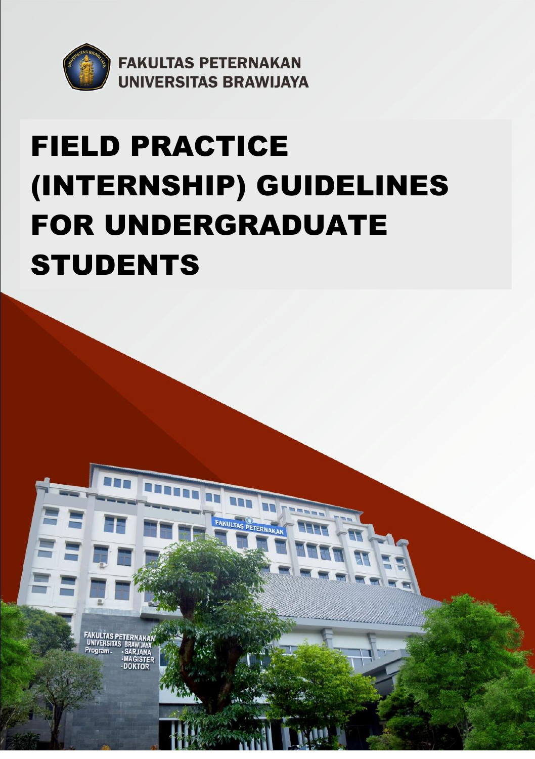FAKULTAS PETERNAKAN
UNIVERSITAS BRAWIJAYA

# FIELD PRACTICE (INTERNSHIP) GUIDELINES FOR UNDERGRADUATE STUDENTS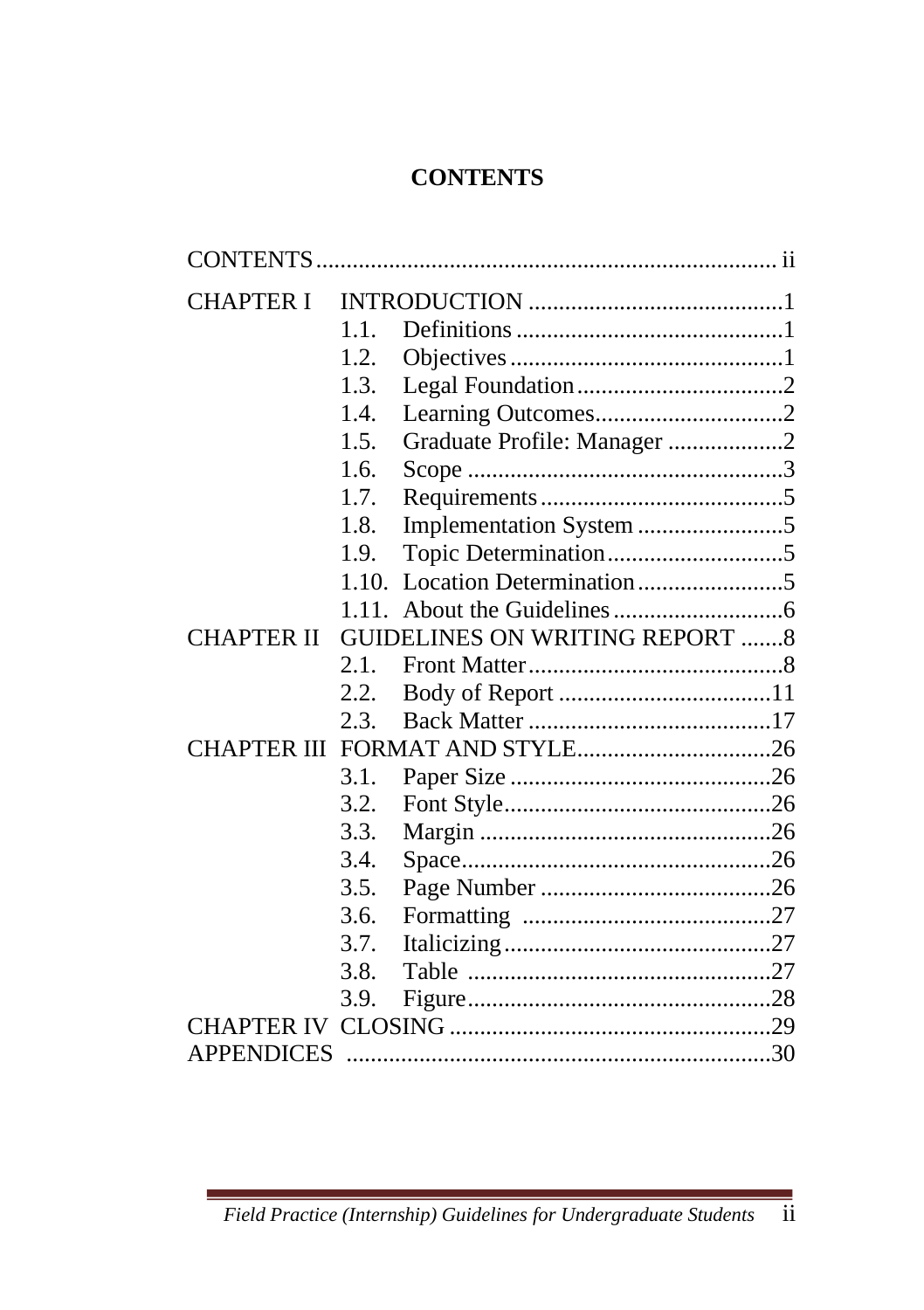# CONTENTS

CONTENTS ........................................................................ ii

CHAPTER I INTRODUCTION ..........................................1

- 1.1. Definitions ............................................1
- 1.2. Objectives .............................................1
- 1.3. Legal Foundation ..................................2
- 1.4. Learning Outcomes...............................2
- 1.5. Graduate Profile: Manager ...................2
- 1.6. Scope ....................................................3
- 1.7. Requirements ........................................5
- 1.8. Implementation System ........................5
- 1.9. Topic Determination.............................5
- 1.10. Location Determination ........................5
- 1.11. About the Guidelines ............................6

CHAPTER II GUIDELINES ON WRITING REPORT .......8

- 2.1. Front Matter ..........................................8
- 2.2. Body of Report ...................................11
- 2.3. Back Matter ........................................17

CHAPTER III FORMAT AND STYLE................................26

- 3.1. Paper Size ...........................................26
- 3.2. Font Style............................................26
- 3.3. Margin ................................................26
- 3.4. Space...................................................26
- 3.5. Page Number .......................................26
- 3.6. Formatting .........................................27
- 3.7. Italicizing............................................27
- 3.8. Table ..................................................27
- 3.9. Figure..................................................28

CHAPTER IV CLOSING .....................................................29

APPENDICES ......................................................................30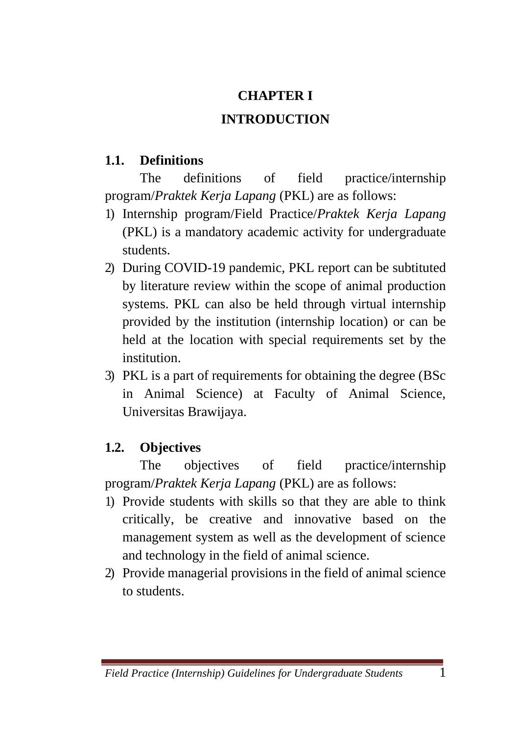# CHAPTER I

# INTRODUCTION

## 1.1. Definitions

The definitions of field practice/internship program/*Praktek Kerja Lapang* (PKL) are as follows:

1) Internship program/Field Practice/*Praktek Kerja Lapang* (PKL) is a mandatory academic activity for undergraduate students.
2) During COVID-19 pandemic, PKL report can be subtituted by literature review within the scope of animal production systems. PKL can also be held through virtual internship provided by the institution (internship location) or can be held at the location with special requirements set by the institution.
3) PKL is a part of requirements for obtaining the degree (BSc in Animal Science) at Faculty of Animal Science, Universitas Brawijaya.

## 1.2. Objectives

The objectives of field practice/internship program/*Praktek Kerja Lapang* (PKL) are as follows:

1) Provide students with skills so that they are able to think critically, be creative and innovative based on the management system as well as the development of science and technology in the field of animal science.
2) Provide managerial provisions in the field of animal science to students.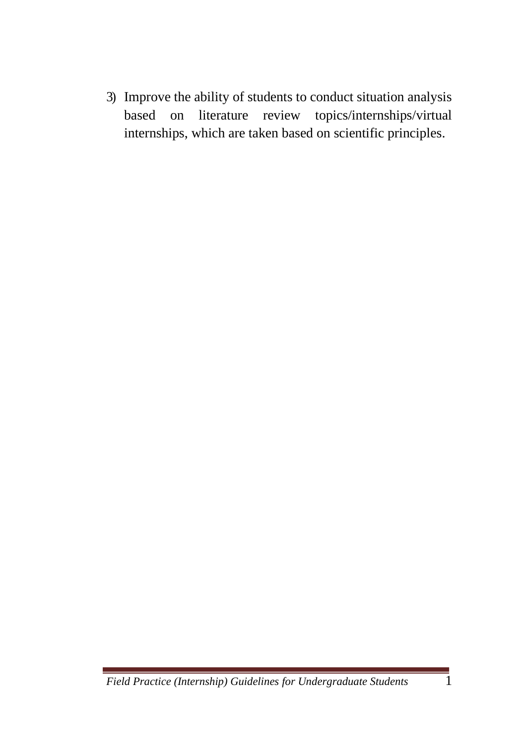3) Improve the ability of students to conduct situation analysis based on literature review topics/internships/virtual internships, which are taken based on scientific principles.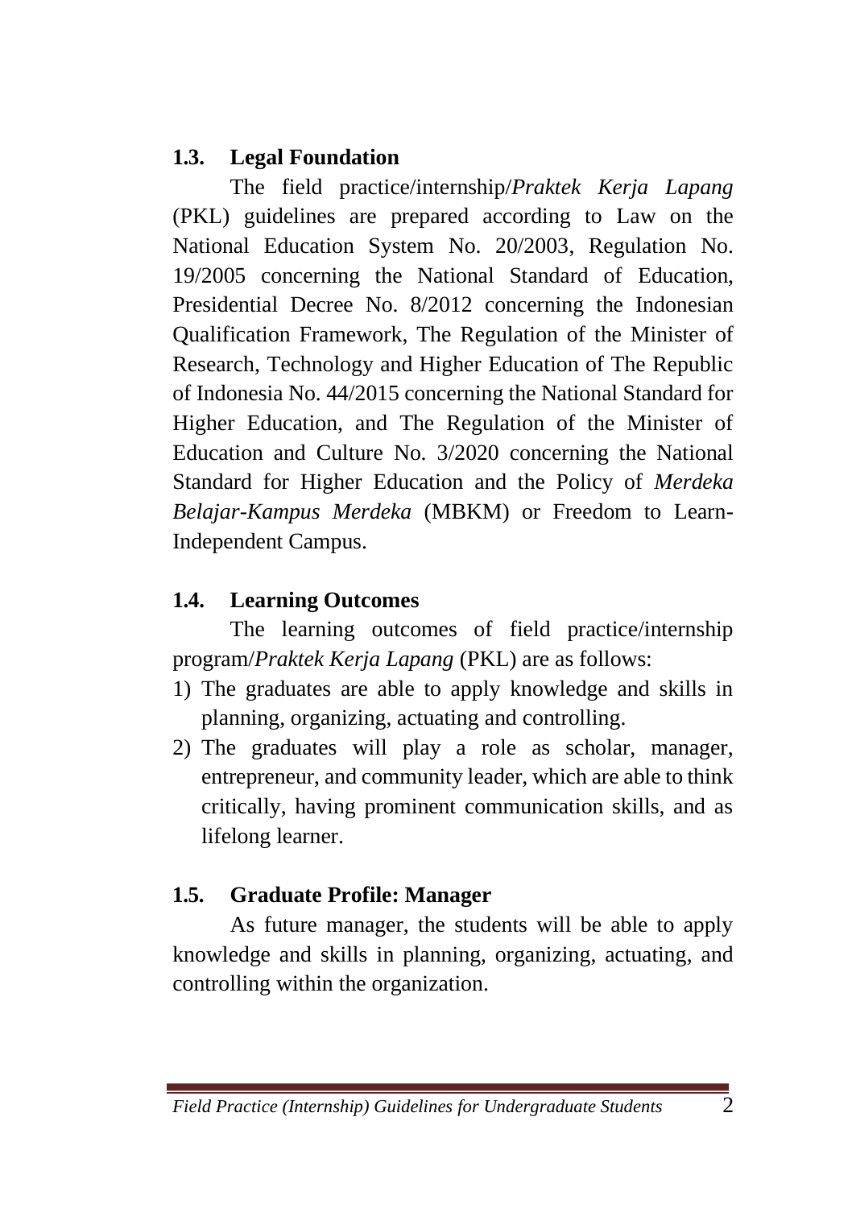## 1.3. Legal Foundation

The field practice/internship/*Praktek Kerja Lapang* (PKL) guidelines are prepared according to Law on the National Education System No. 20/2003, Regulation No. 19/2005 concerning the National Standard of Education, Presidential Decree No. 8/2012 concerning the Indonesian Qualification Framework, The Regulation of the Minister of Research, Technology and Higher Education of The Republic of Indonesia No. 44/2015 concerning the National Standard for Higher Education, and The Regulation of the Minister of Education and Culture No. 3/2020 concerning the National Standard for Higher Education and the Policy of *Merdeka Belajar-Kampus Merdeka* (MBKM) or Freedom to Learn-Independent Campus.

## 1.4. Learning Outcomes

The learning outcomes of field practice/internship program/*Praktek Kerja Lapang* (PKL) are as follows:

1) The graduates are able to apply knowledge and skills in planning, organizing, actuating and controlling.
2) The graduates will play a role as scholar, manager, entrepreneur, and community leader, which are able to think critically, having prominent communication skills, and as lifelong learner.

## 1.5. Graduate Profile: Manager

As future manager, the students will be able to apply knowledge and skills in planning, organizing, actuating, and controlling within the organization.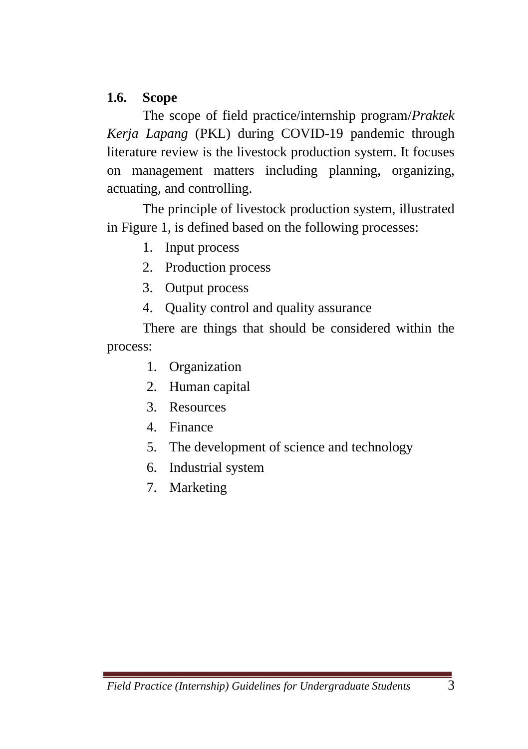## 1.6. Scope

The scope of field practice/internship program/*Praktek Kerja Lapang* (PKL) during COVID-19 pandemic through literature review is the livestock production system. It focuses on management matters including planning, organizing, actuating, and controlling.

The principle of livestock production system, illustrated in Figure 1, is defined based on the following processes:

1. Input process
2. Production process
3. Output process
4. Quality control and quality assurance

There are things that should be considered within the process:

1. Organization
2. Human capital
3. Resources
4. Finance
5. The development of science and technology
6. Industrial system
7. Marketing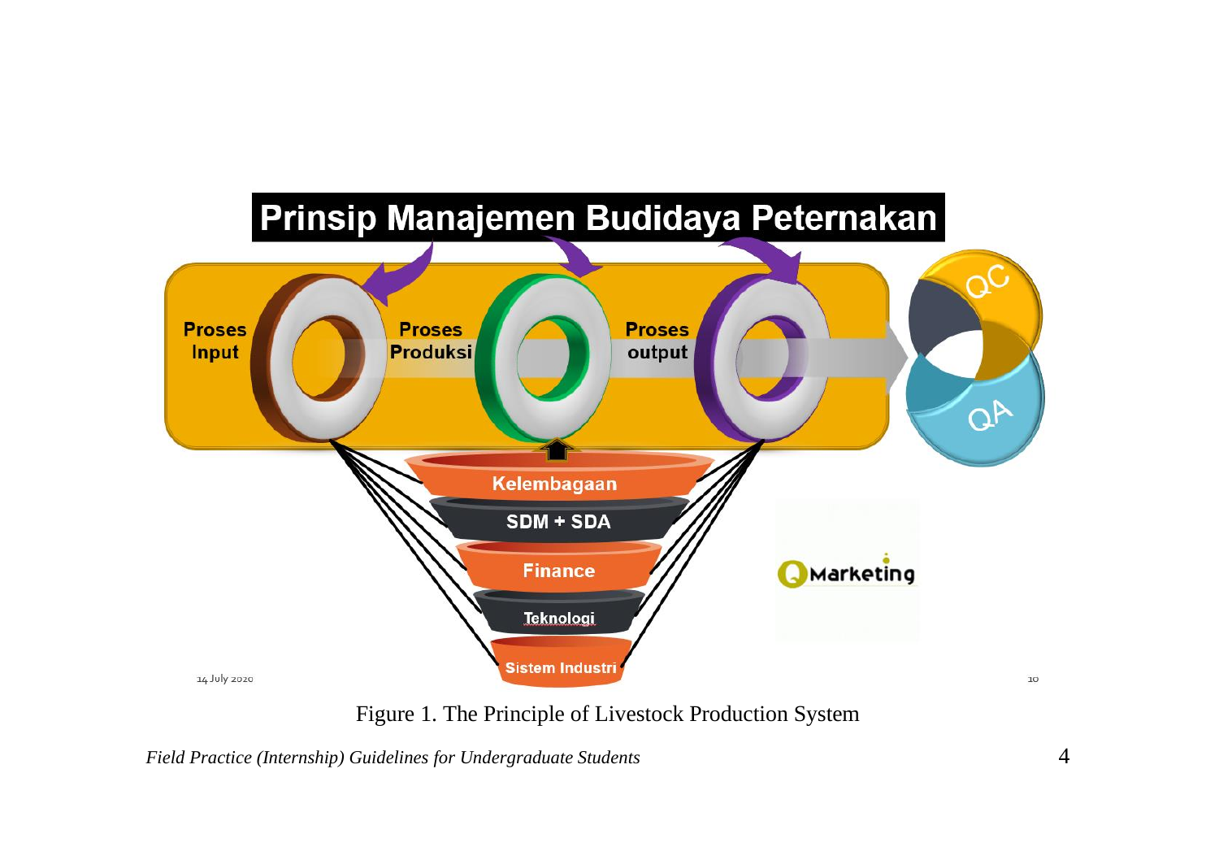Figure 1. The Principle of Livestock Production System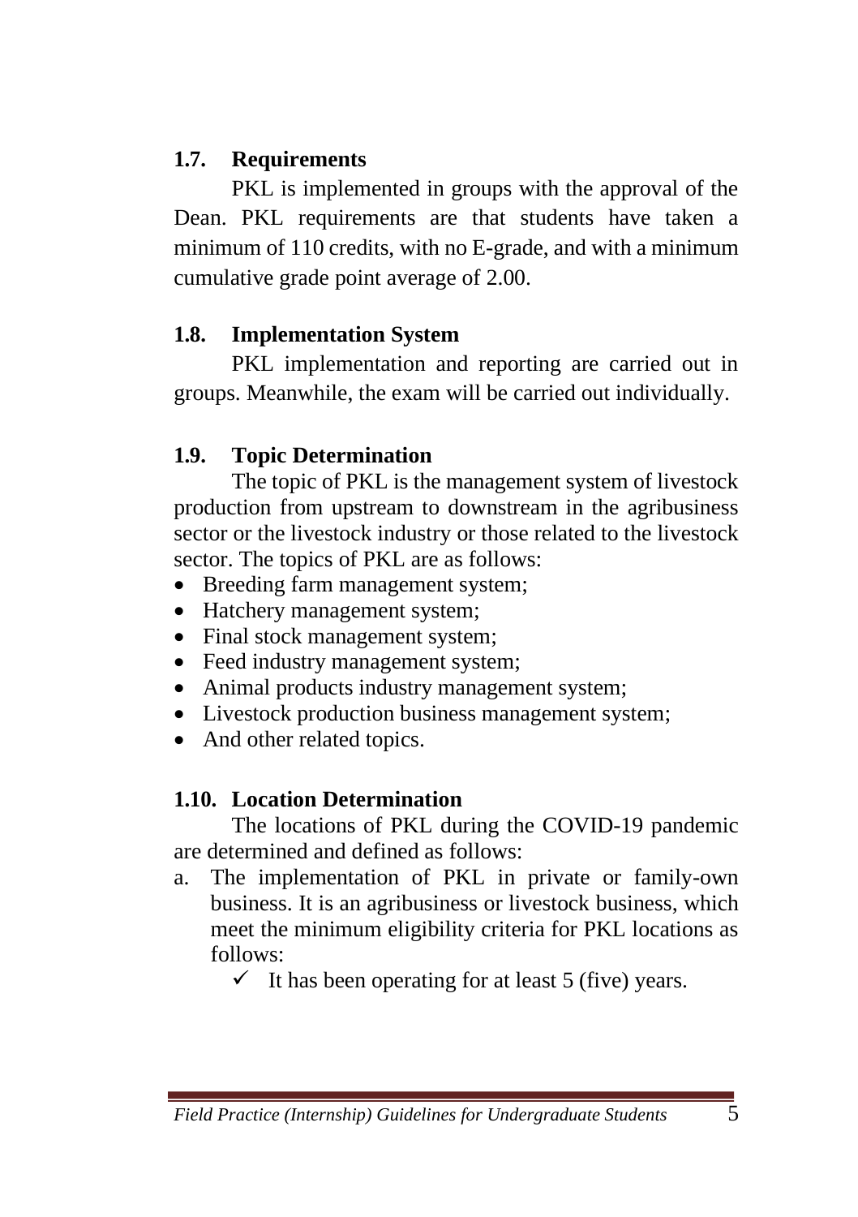### 1.7. Requirements

PKL is implemented in groups with the approval of the Dean. PKL requirements are that students have taken a minimum of 110 credits, with no E-grade, and with a minimum cumulative grade point average of 2.00.

### 1.8. Implementation System

PKL implementation and reporting are carried out in groups. Meanwhile, the exam will be carried out individually.

### 1.9. Topic Determination

The topic of PKL is the management system of livestock production from upstream to downstream in the agribusiness sector or the livestock industry or those related to the livestock sector. The topics of PKL are as follows:

- Breeding farm management system;
- Hatchery management system;
- Final stock management system;
- Feed industry management system;
- Animal products industry management system;
- Livestock production business management system;
- And other related topics.

### 1.10. Location Determination

The locations of PKL during the COVID-19 pandemic are determined and defined as follows:

a. The implementation of PKL in private or family-own business. It is an agribusiness or livestock business, which meet the minimum eligibility criteria for PKL locations as follows:
   - ✓ It has been operating for at least 5 (five) years.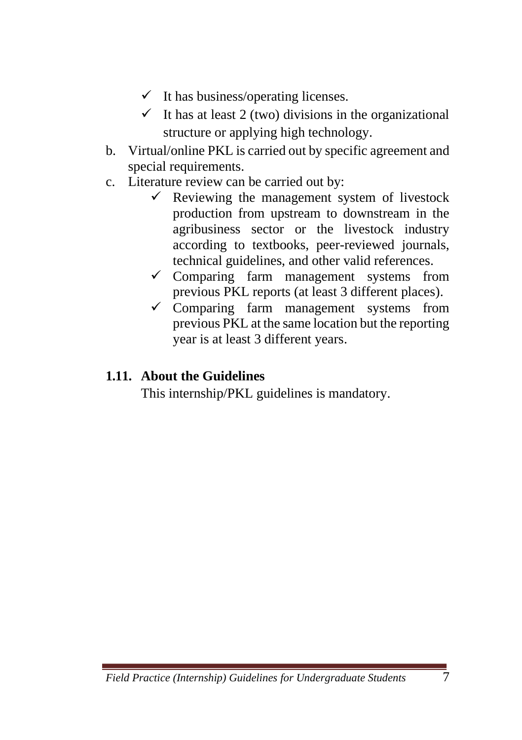- ✓ It has business/operating licenses.
- ✓ It has at least 2 (two) divisions in the organizational structure or applying high technology.

b. Virtual/online PKL is carried out by specific agreement and special requirements.

c. Literature review can be carried out by:
   - ✓ Reviewing the management system of livestock production from upstream to downstream in the agribusiness sector or the livestock industry according to textbooks, peer-reviewed journals, technical guidelines, and other valid references.
   - ✓ Comparing farm management systems from previous PKL reports (at least 3 different places).
   - ✓ Comparing farm management systems from previous PKL at the same location but the reporting year is at least 3 different years.

### 1.11. About the Guidelines

This internship/PKL guidelines is mandatory.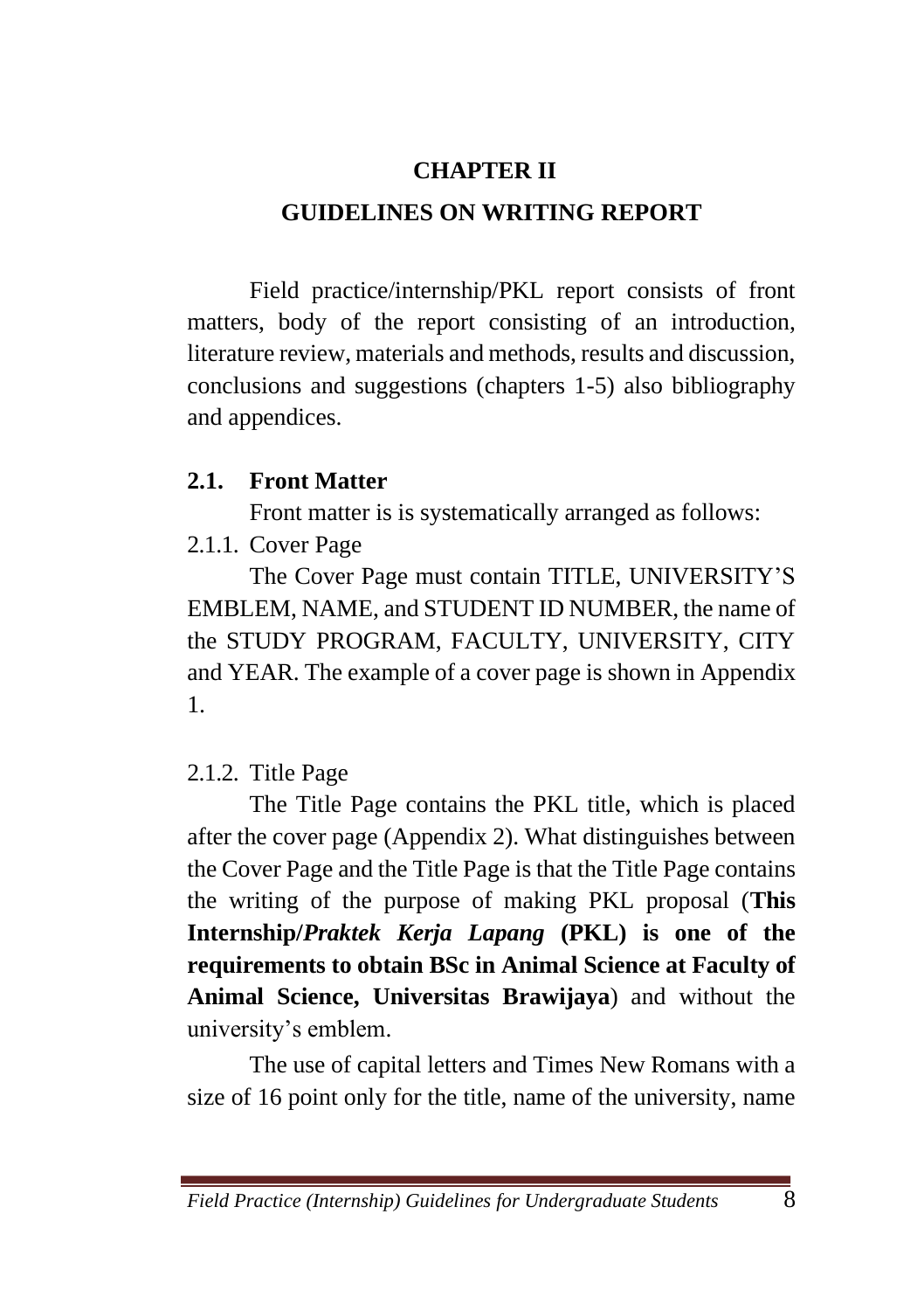# CHAPTER II

# GUIDELINES ON WRITING REPORT

Field practice/internship/PKL report consists of front matters, body of the report consisting of an introduction, literature review, materials and methods, results and discussion, conclusions and suggestions (chapters 1-5) also bibliography and appendices.

## 2.1. Front Matter

Front matter is is systematically arranged as follows:

### 2.1.1. Cover Page

The Cover Page must contain TITLE, UNIVERSITY'S EMBLEM, NAME, and STUDENT ID NUMBER, the name of the STUDY PROGRAM, FACULTY, UNIVERSITY, CITY and YEAR. The example of a cover page is shown in Appendix 1.

### 2.1.2. Title Page

The Title Page contains the PKL title, which is placed after the cover page (Appendix 2). What distinguishes between the Cover Page and the Title Page is that the Title Page contains the writing of the purpose of making PKL proposal (**This Internship/*Praktek Kerja Lapang* (PKL) is one of the requirements to obtain BSc in Animal Science at Faculty of Animal Science, Universitas Brawijaya**) and without the university's emblem.

The use of capital letters and Times New Romans with a size of 16 point only for the title, name of the university, name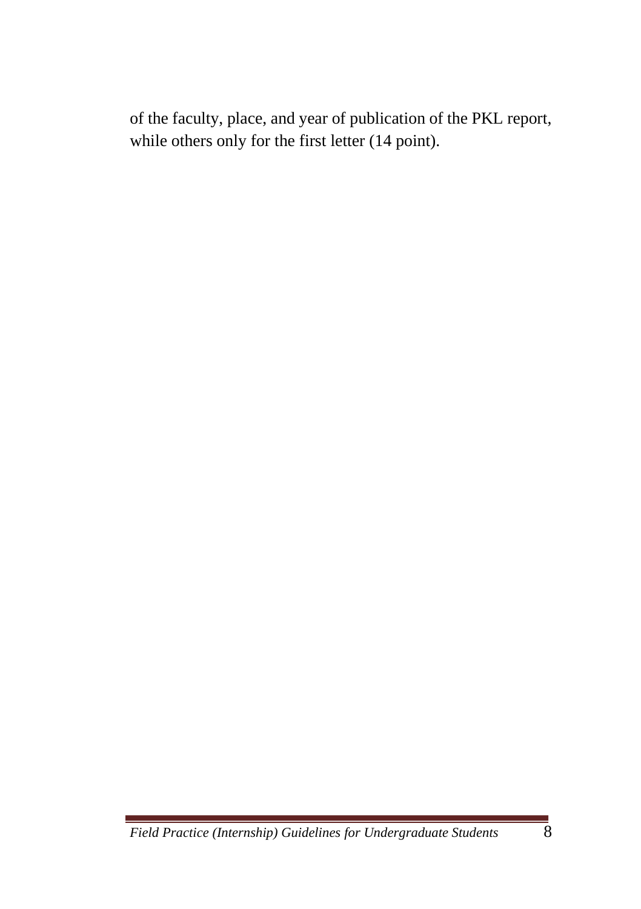of the faculty, place, and year of publication of the PKL report, while others only for the first letter (14 point).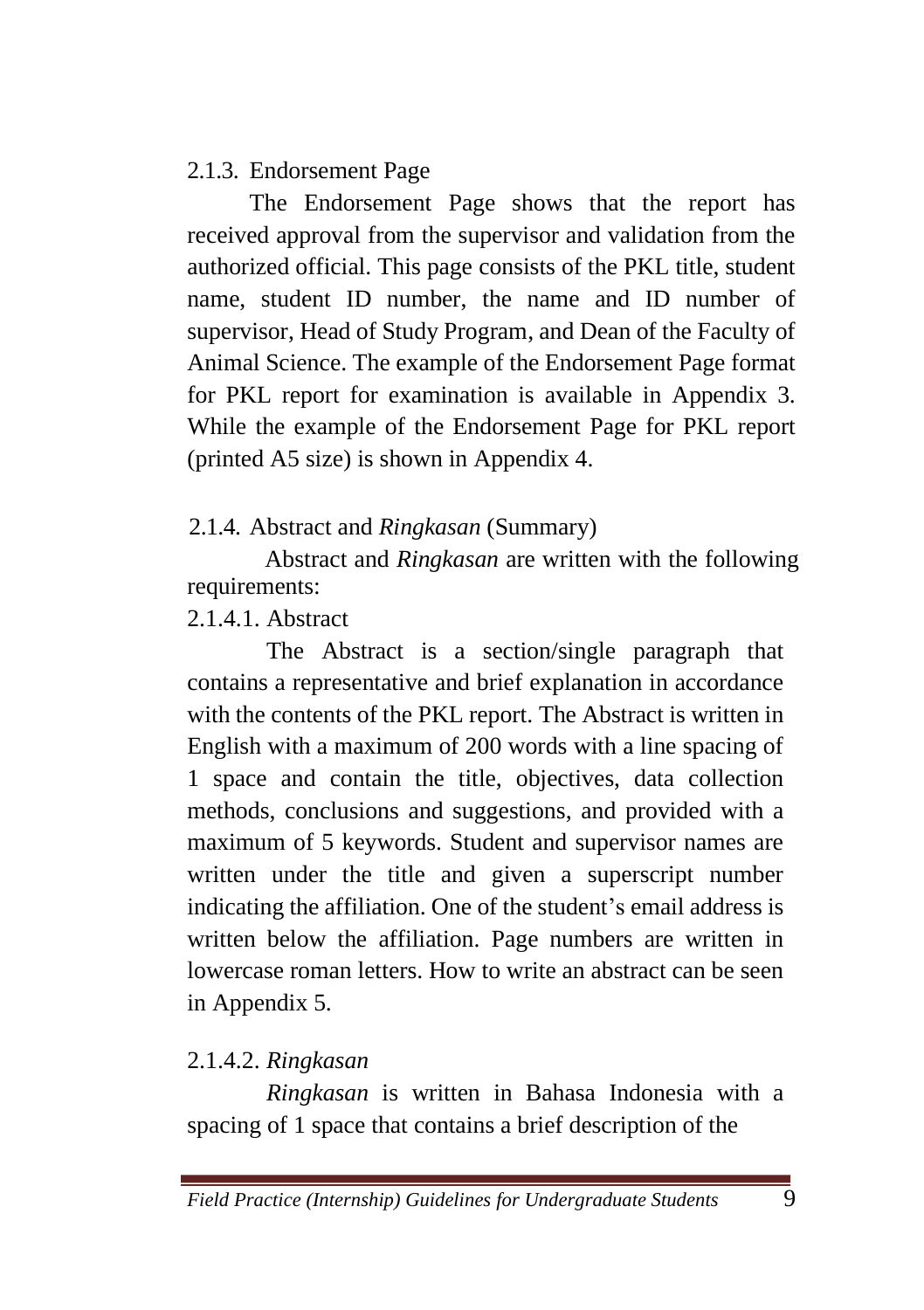### 2.1.3. Endorsement Page

The Endorsement Page shows that the report has received approval from the supervisor and validation from the authorized official. This page consists of the PKL title, student name, student ID number, the name and ID number of supervisor, Head of Study Program, and Dean of the Faculty of Animal Science. The example of the Endorsement Page format for PKL report for examination is available in Appendix 3. While the example of the Endorsement Page for PKL report (printed A5 size) is shown in Appendix 4.

### 2.1.4. Abstract and *Ringkasan* (Summary)

Abstract and *Ringkasan* are written with the following requirements:

#### 2.1.4.1. Abstract

The Abstract is a section/single paragraph that contains a representative and brief explanation in accordance with the contents of the PKL report. The Abstract is written in English with a maximum of 200 words with a line spacing of 1 space and contain the title, objectives, data collection methods, conclusions and suggestions, and provided with a maximum of 5 keywords. Student and supervisor names are written under the title and given a superscript number indicating the affiliation. One of the student's email address is written below the affiliation. Page numbers are written in lowercase roman letters. How to write an abstract can be seen in Appendix 5.

#### 2.1.4.2. *Ringkasan*

*Ringkasan* is written in Bahasa Indonesia with a spacing of 1 space that contains a brief description of the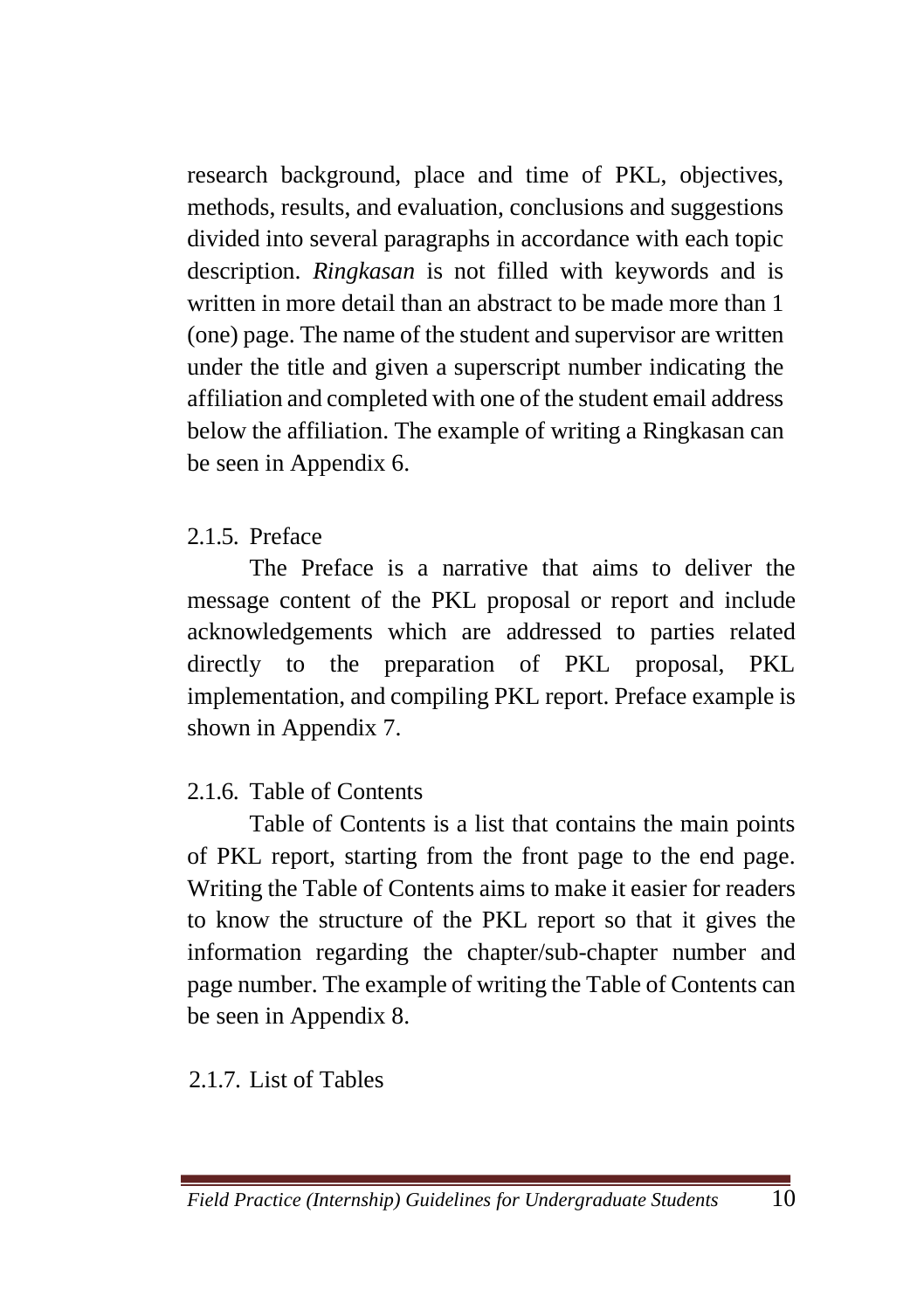research background, place and time of PKL, objectives, methods, results, and evaluation, conclusions and suggestions divided into several paragraphs in accordance with each topic description. *Ringkasan* is not filled with keywords and is written in more detail than an abstract to be made more than 1 (one) page. The name of the student and supervisor are written under the title and given a superscript number indicating the affiliation and completed with one of the student email address below the affiliation. The example of writing a Ringkasan can be seen in Appendix 6.

#### 2.1.5. Preface

The Preface is a narrative that aims to deliver the message content of the PKL proposal or report and include acknowledgements which are addressed to parties related directly to the preparation of PKL proposal, PKL implementation, and compiling PKL report. Preface example is shown in Appendix 7.

#### 2.1.6. Table of Contents

Table of Contents is a list that contains the main points of PKL report, starting from the front page to the end page. Writing the Table of Contents aims to make it easier for readers to know the structure of the PKL report so that it gives the information regarding the chapter/sub-chapter number and page number. The example of writing the Table of Contents can be seen in Appendix 8.

#### 2.1.7. List of Tables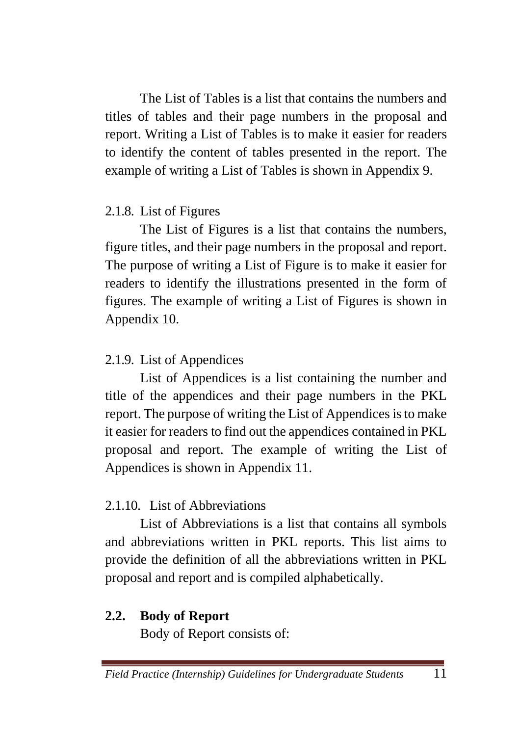The List of Tables is a list that contains the numbers and titles of tables and their page numbers in the proposal and report. Writing a List of Tables is to make it easier for readers to identify the content of tables presented in the report. The example of writing a List of Tables is shown in Appendix 9.

#### 2.1.8. List of Figures

The List of Figures is a list that contains the numbers, figure titles, and their page numbers in the proposal and report. The purpose of writing a List of Figure is to make it easier for readers to identify the illustrations presented in the form of figures. The example of writing a List of Figures is shown in Appendix 10.

#### 2.1.9. List of Appendices

List of Appendices is a list containing the number and title of the appendices and their page numbers in the PKL report. The purpose of writing the List of Appendices is to make it easier for readers to find out the appendices contained in PKL proposal and report. The example of writing the List of Appendices is shown in Appendix 11.

#### 2.1.10. List of Abbreviations

List of Abbreviations is a list that contains all symbols and abbreviations written in PKL reports. This list aims to provide the definition of all the abbreviations written in PKL proposal and report and is compiled alphabetically.

### 2.2. Body of Report

Body of Report consists of: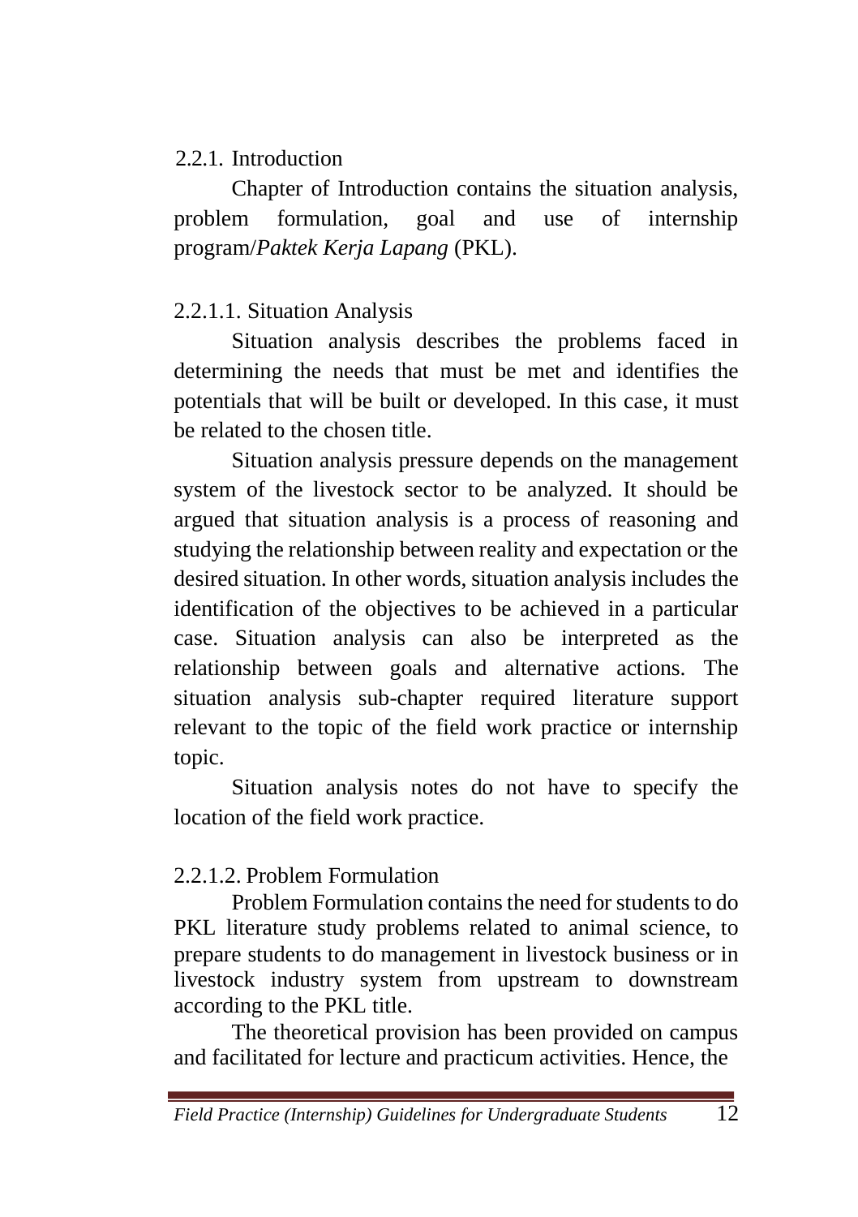### 2.2.1. Introduction

Chapter of Introduction contains the situation analysis, problem formulation, goal and use of internship program/*Paktek Kerja Lapang* (PKL).

#### 2.2.1.1. Situation Analysis

Situation analysis describes the problems faced in determining the needs that must be met and identifies the potentials that will be built or developed. In this case, it must be related to the chosen title.

Situation analysis pressure depends on the management system of the livestock sector to be analyzed. It should be argued that situation analysis is a process of reasoning and studying the relationship between reality and expectation or the desired situation. In other words, situation analysis includes the identification of the objectives to be achieved in a particular case. Situation analysis can also be interpreted as the relationship between goals and alternative actions. The situation analysis sub-chapter required literature support relevant to the topic of the field work practice or internship topic.

Situation analysis notes do not have to specify the location of the field work practice.

#### 2.2.1.2. Problem Formulation

Problem Formulation contains the need for students to do PKL literature study problems related to animal science, to prepare students to do management in livestock business or in livestock industry system from upstream to downstream according to the PKL title.

The theoretical provision has been provided on campus and facilitated for lecture and practicum activities. Hence, the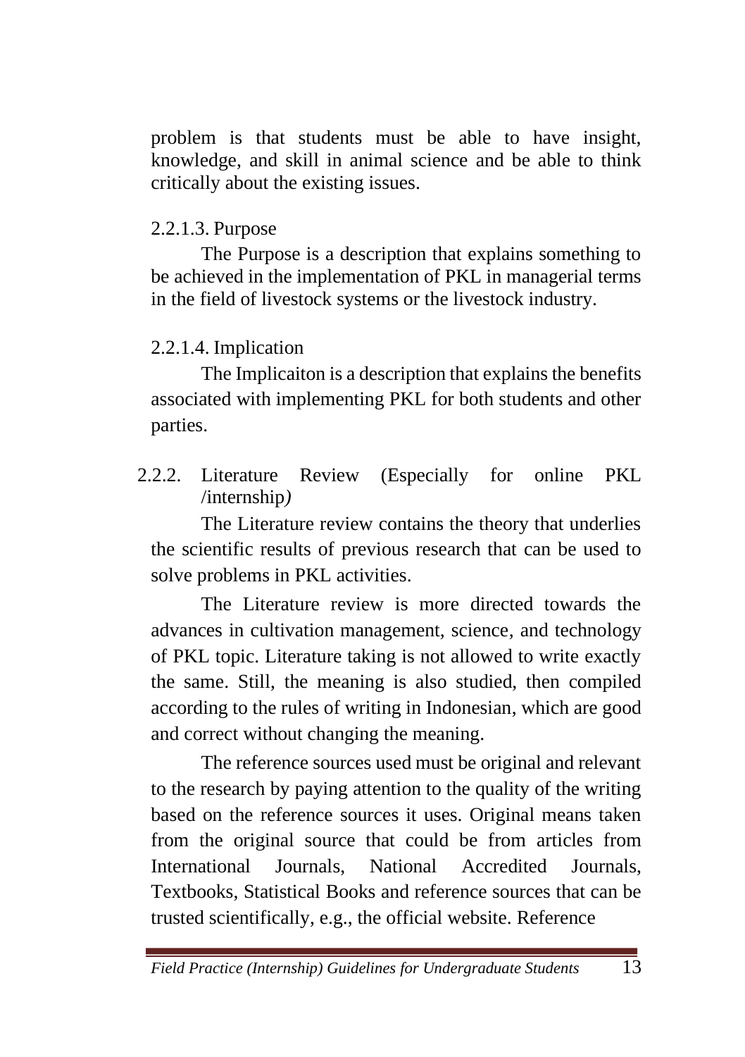problem is that students must be able to have insight, knowledge, and skill in animal science and be able to think critically about the existing issues.

#### 2.2.1.3. Purpose

The Purpose is a description that explains something to be achieved in the implementation of PKL in managerial terms in the field of livestock systems or the livestock industry.

#### 2.2.1.4. Implication

The Implicaiton is a description that explains the benefits associated with implementing PKL for both students and other parties.

### 2.2.2. Literature Review (Especially for online PKL /internship*)*

The Literature review contains the theory that underlies the scientific results of previous research that can be used to solve problems in PKL activities.

The Literature review is more directed towards the advances in cultivation management, science, and technology of PKL topic. Literature taking is not allowed to write exactly the same. Still, the meaning is also studied, then compiled according to the rules of writing in Indonesian, which are good and correct without changing the meaning.

The reference sources used must be original and relevant to the research by paying attention to the quality of the writing based on the reference sources it uses. Original means taken from the original source that could be from articles from International Journals, National Accredited Journals, Textbooks, Statistical Books and reference sources that can be trusted scientifically, e.g., the official website. Reference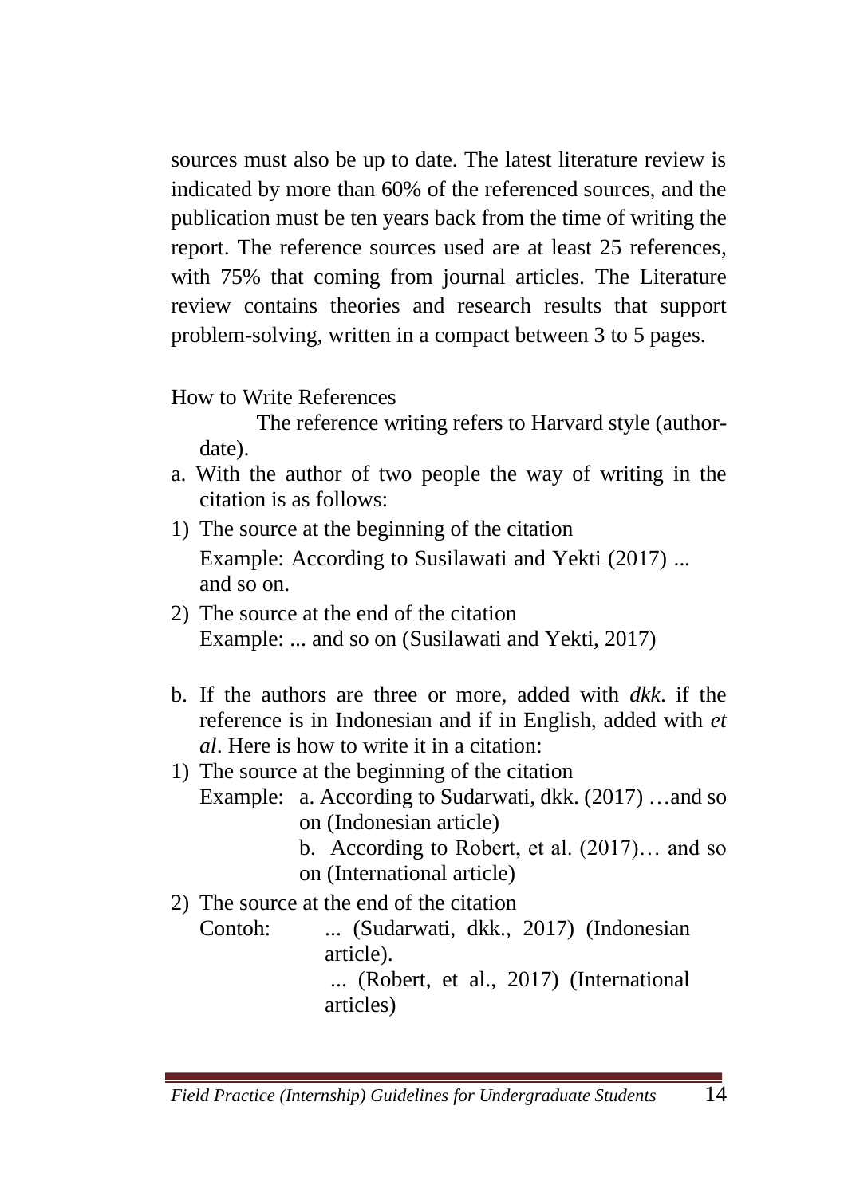sources must also be up to date. The latest literature review is indicated by more than 60% of the referenced sources, and the publication must be ten years back from the time of writing the report. The reference sources used are at least 25 references, with 75% that coming from journal articles. The Literature review contains theories and research results that support problem-solving, written in a compact between 3 to 5 pages.

How to Write References

The reference writing refers to Harvard style (author-date).

a. With the author of two people the way of writing in the citation is as follows:

1) The source at the beginning of the citation

   Example: According to Susilawati and Yekti (2017) ... and so on.

2) The source at the end of the citation

   Example: ... and so on (Susilawati and Yekti, 2017)

b. If the authors are three or more, added with *dkk*. if the reference is in Indonesian and if in English, added with *et al*. Here is how to write it in a citation:

1) The source at the beginning of the citation

   Example: a. According to Sudarwati, dkk. (2017) …and so on (Indonesian article)

   b. According to Robert, et al. (2017)… and so on (International article)

2) The source at the end of the citation

   Contoh: ... (Sudarwati, dkk., 2017) (Indonesian article).

   ... (Robert, et al., 2017) (International articles)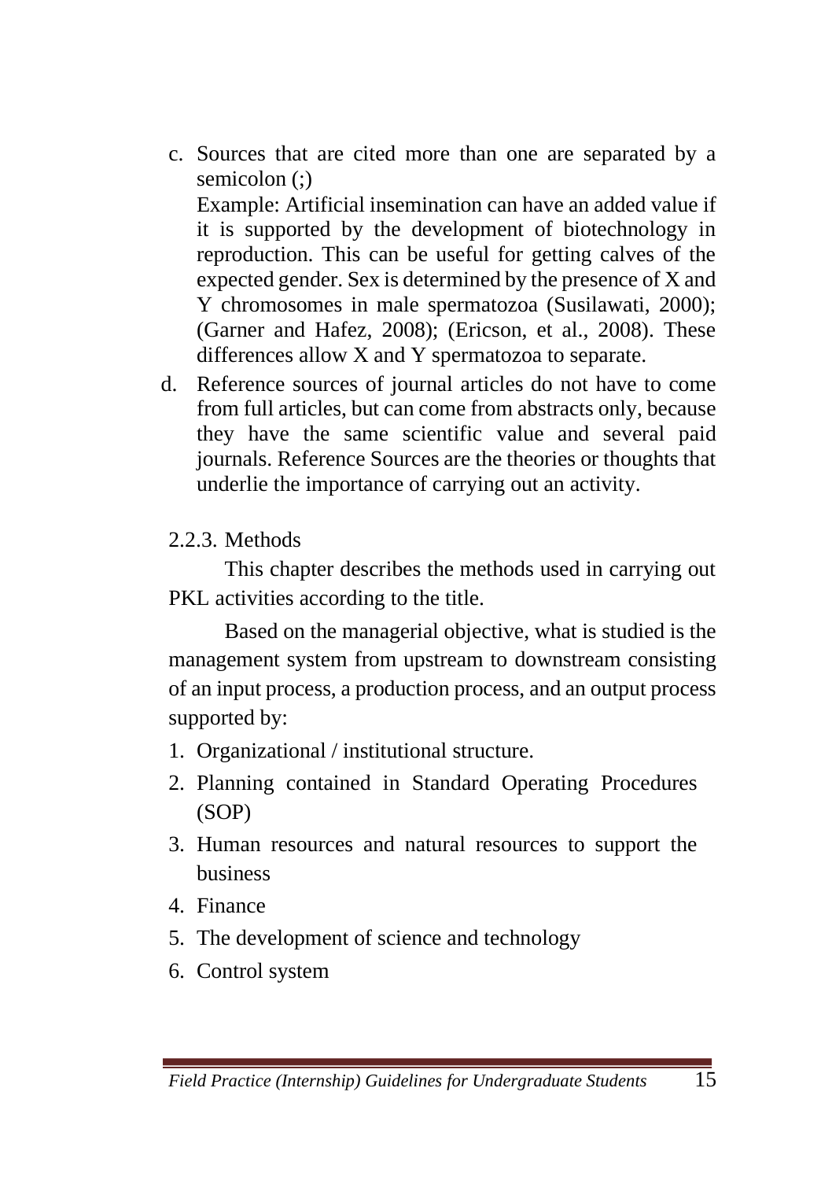c. Sources that are cited more than one are separated by a semicolon (;)
   Example: Artificial insemination can have an added value if it is supported by the development of biotechnology in reproduction. This can be useful for getting calves of the expected gender. Sex is determined by the presence of X and Y chromosomes in male spermatozoa (Susilawati, 2000); (Garner and Hafez, 2008); (Ericson, et al., 2008). These differences allow X and Y spermatozoa to separate.
d. Reference sources of journal articles do not have to come from full articles, but can come from abstracts only, because they have the same scientific value and several paid journals. Reference Sources are the theories or thoughts that underlie the importance of carrying out an activity.

### 2.2.3. Methods

This chapter describes the methods used in carrying out PKL activities according to the title.

Based on the managerial objective, what is studied is the management system from upstream to downstream consisting of an input process, a production process, and an output process supported by:

1. Organizational / institutional structure.
2. Planning contained in Standard Operating Procedures (SOP)
3. Human resources and natural resources to support the business
4. Finance
5. The development of science and technology
6. Control system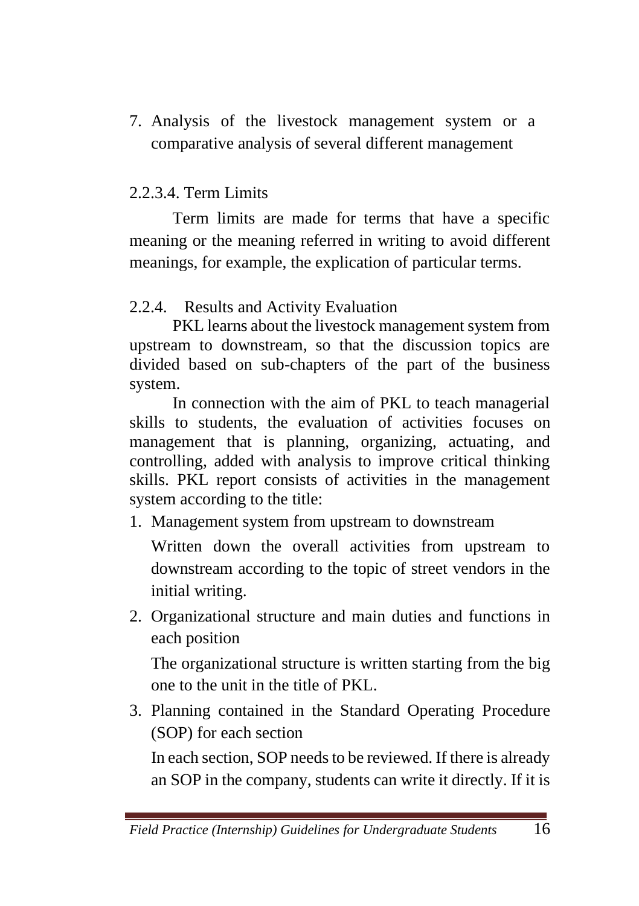7. Analysis of the livestock management system or a comparative analysis of several different management

#### 2.2.3.4. Term Limits

Term limits are made for terms that have a specific meaning or the meaning referred in writing to avoid different meanings, for example, the explication of particular terms.

### 2.2.4. Results and Activity Evaluation

PKL learns about the livestock management system from upstream to downstream, so that the discussion topics are divided based on sub-chapters of the part of the business system.

In connection with the aim of PKL to teach managerial skills to students, the evaluation of activities focuses on management that is planning, organizing, actuating, and controlling, added with analysis to improve critical thinking skills. PKL report consists of activities in the management system according to the title:

1. Management system from upstream to downstream

   Written down the overall activities from upstream to downstream according to the topic of street vendors in the initial writing.

2. Organizational structure and main duties and functions in each position

   The organizational structure is written starting from the big one to the unit in the title of PKL.

3. Planning contained in the Standard Operating Procedure (SOP) for each section

   In each section, SOP needs to be reviewed. If there is already an SOP in the company, students can write it directly. If it is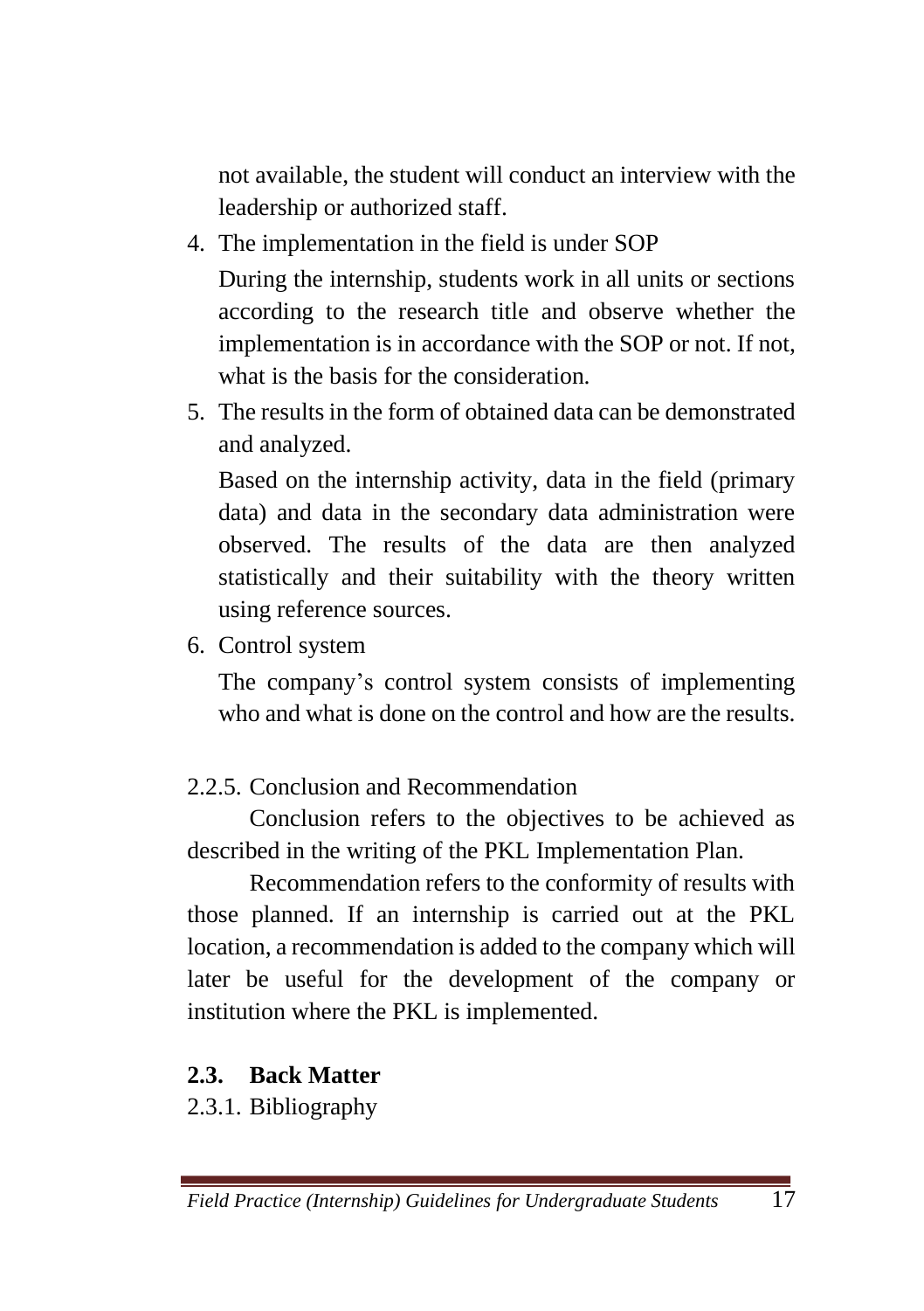not available, the student will conduct an interview with the leadership or authorized staff.

4. The implementation in the field is under SOP

   During the internship, students work in all units or sections according to the research title and observe whether the implementation is in accordance with the SOP or not. If not, what is the basis for the consideration.

5. The results in the form of obtained data can be demonstrated and analyzed.

   Based on the internship activity, data in the field (primary data) and data in the secondary data administration were observed. The results of the data are then analyzed statistically and their suitability with the theory written using reference sources.

6. Control system

   The company's control system consists of implementing who and what is done on the control and how are the results.

#### 2.2.5. Conclusion and Recommendation

Conclusion refers to the objectives to be achieved as described in the writing of the PKL Implementation Plan.

Recommendation refers to the conformity of results with those planned. If an internship is carried out at the PKL location, a recommendation is added to the company which will later be useful for the development of the company or institution where the PKL is implemented.

### 2.3. Back Matter

#### 2.3.1. Bibliography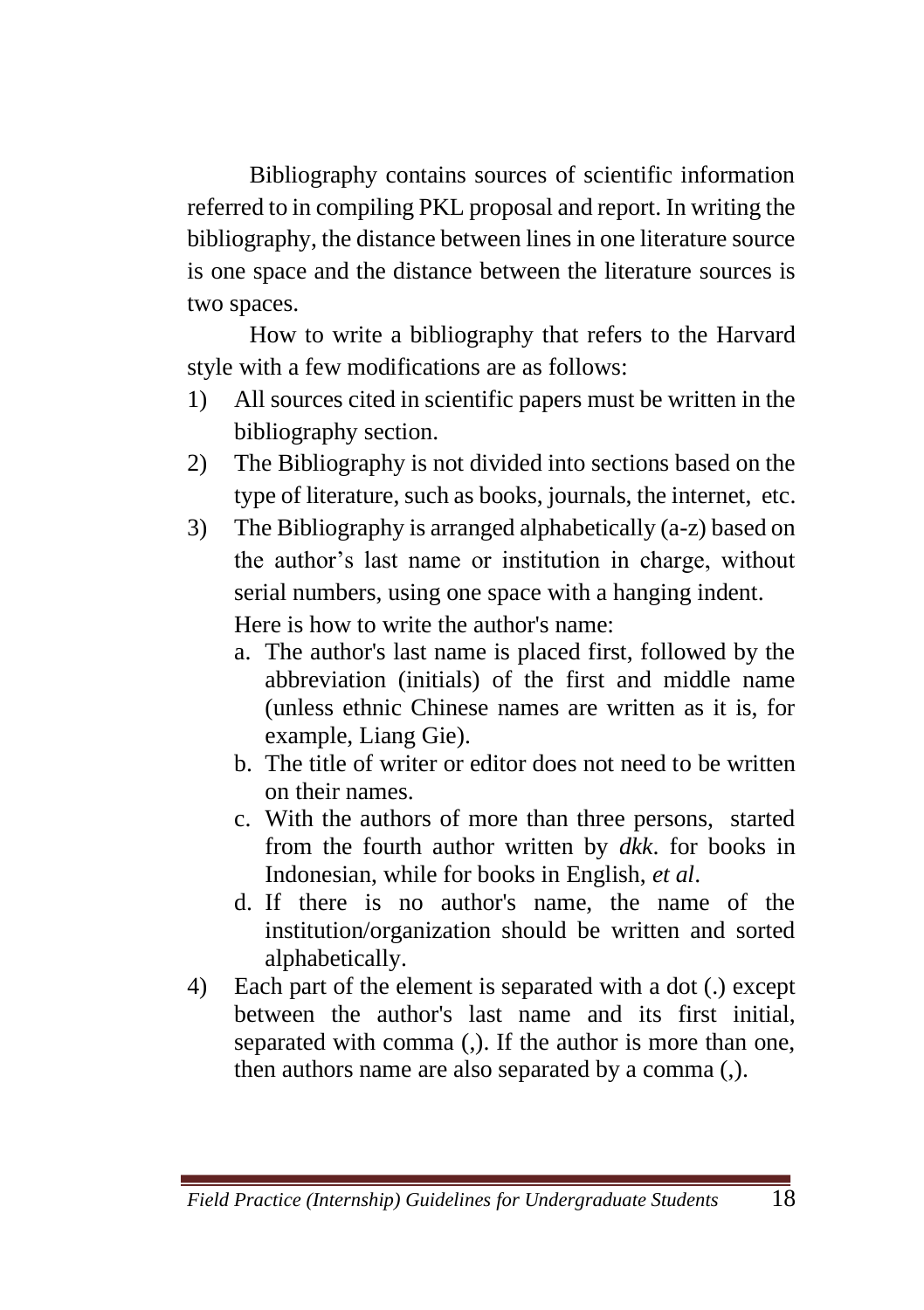Bibliography contains sources of scientific information referred to in compiling PKL proposal and report. In writing the bibliography, the distance between lines in one literature source is one space and the distance between the literature sources is two spaces.

How to write a bibliography that refers to the Harvard style with a few modifications are as follows:

1) All sources cited in scientific papers must be written in the bibliography section.
2) The Bibliography is not divided into sections based on the type of literature, such as books, journals, the internet, etc.
3) The Bibliography is arranged alphabetically (a-z) based on the author's last name or institution in charge, without serial numbers, using one space with a hanging indent.

   Here is how to write the author's name:

   a. The author's last name is placed first, followed by the abbreviation (initials) of the first and middle name (unless ethnic Chinese names are written as it is, for example, Liang Gie).
   b. The title of writer or editor does not need to be written on their names.
   c. With the authors of more than three persons, started from the fourth author written by *dkk*. for books in Indonesian, while for books in English, *et al*.
   d. If there is no author's name, the name of the institution/organization should be written and sorted alphabetically.
4) Each part of the element is separated with a dot (.) except between the author's last name and its first initial, separated with comma (,). If the author is more than one, then authors name are also separated by a comma (,).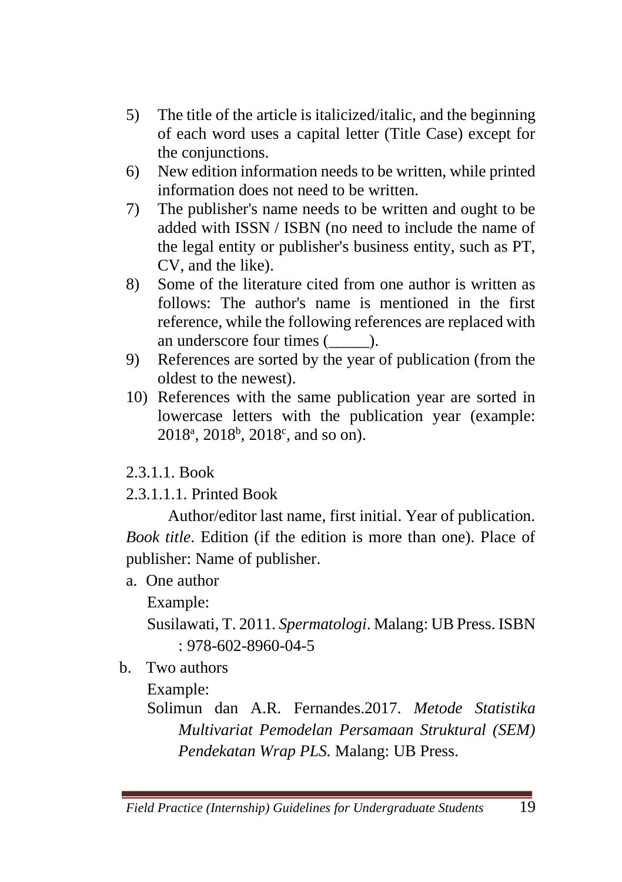5) The title of the article is italicized/italic, and the beginning of each word uses a capital letter (Title Case) except for the conjunctions.
6) New edition information needs to be written, while printed information does not need to be written.
7) The publisher's name needs to be written and ought to be added with ISSN / ISBN (no need to include the name of the legal entity or publisher's business entity, such as PT, CV, and the like).
8) Some of the literature cited from one author is written as follows: The author's name is mentioned in the first reference, while the following references are replaced with an underscore four times (_____).
9) References are sorted by the year of publication (from the oldest to the newest).
10) References with the same publication year are sorted in lowercase letters with the publication year (example: 2018[a], 2018[b], 2018[c], and so on).

2.3.1.1. Book

2.3.1.1.1. Printed Book

Author/editor last name, first initial. Year of publication. *Book title*. Edition (if the edition is more than one). Place of publisher: Name of publisher.

a. One author

Example:

Susilawati, T. 2011. *Spermatologi*. Malang: UB Press. ISBN : 978-602-8960-04-5

b. Two authors

Example:

Solimun dan A.R. Fernandes.2017. *Metode Statistika Multivariat Pemodelan Persamaan Struktural (SEM) Pendekatan Wrap PLS.* Malang: UB Press.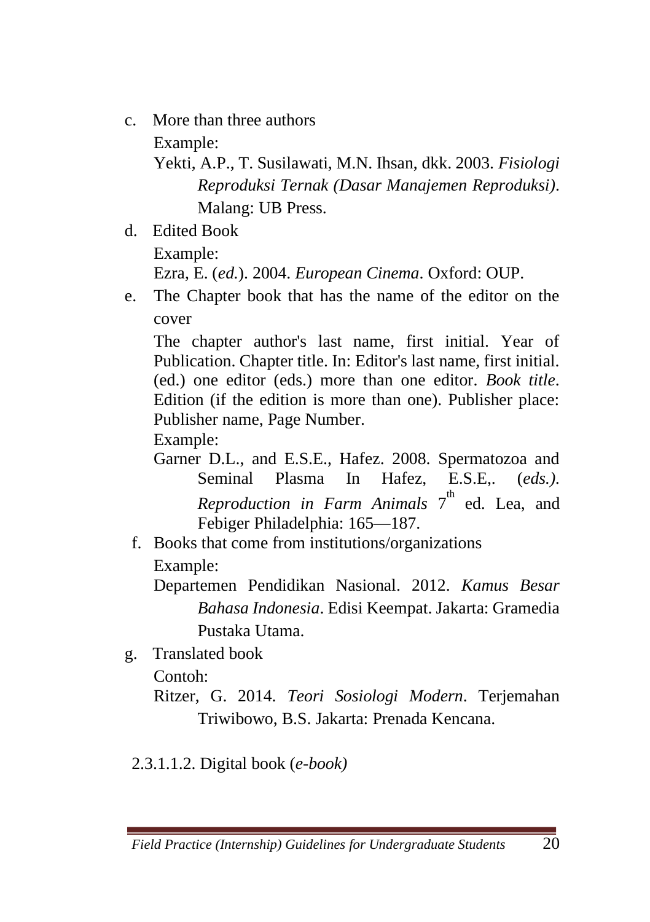c. More than three authors

Example:

Yekti, A.P., T. Susilawati, M.N. Ihsan, dkk. 2003. *Fisiologi Reproduksi Ternak (Dasar Manajemen Reproduksi)*. Malang: UB Press.

d. Edited Book

Example:

Ezra, E. (*ed.*). 2004. *European Cinema*. Oxford: OUP.

e. The Chapter book that has the name of the editor on the cover

The chapter author's last name, first initial. Year of Publication. Chapter title. In: Editor's last name, first initial. (ed.) one editor (eds.) more than one editor. *Book title*. Edition (if the edition is more than one). Publisher place: Publisher name, Page Number.

Example:

Garner D.L., and E.S.E., Hafez. 2008. Spermatozoa and Seminal Plasma In Hafez, E.S.E,. (*eds.)*. *Reproduction in Farm Animals* 7th ed. Lea, and Febiger Philadelphia: 165—187.

f. Books that come from institutions/organizations

Example:

Departemen Pendidikan Nasional. 2012. *Kamus Besar Bahasa Indonesia*. Edisi Keempat. Jakarta: Gramedia Pustaka Utama.

g. Translated book

Contoh:

Ritzer, G. 2014. *Teori Sosiologi Modern*. Terjemahan Triwibowo, B.S. Jakarta: Prenada Kencana.

2.3.1.1.2. Digital book (*e-book)*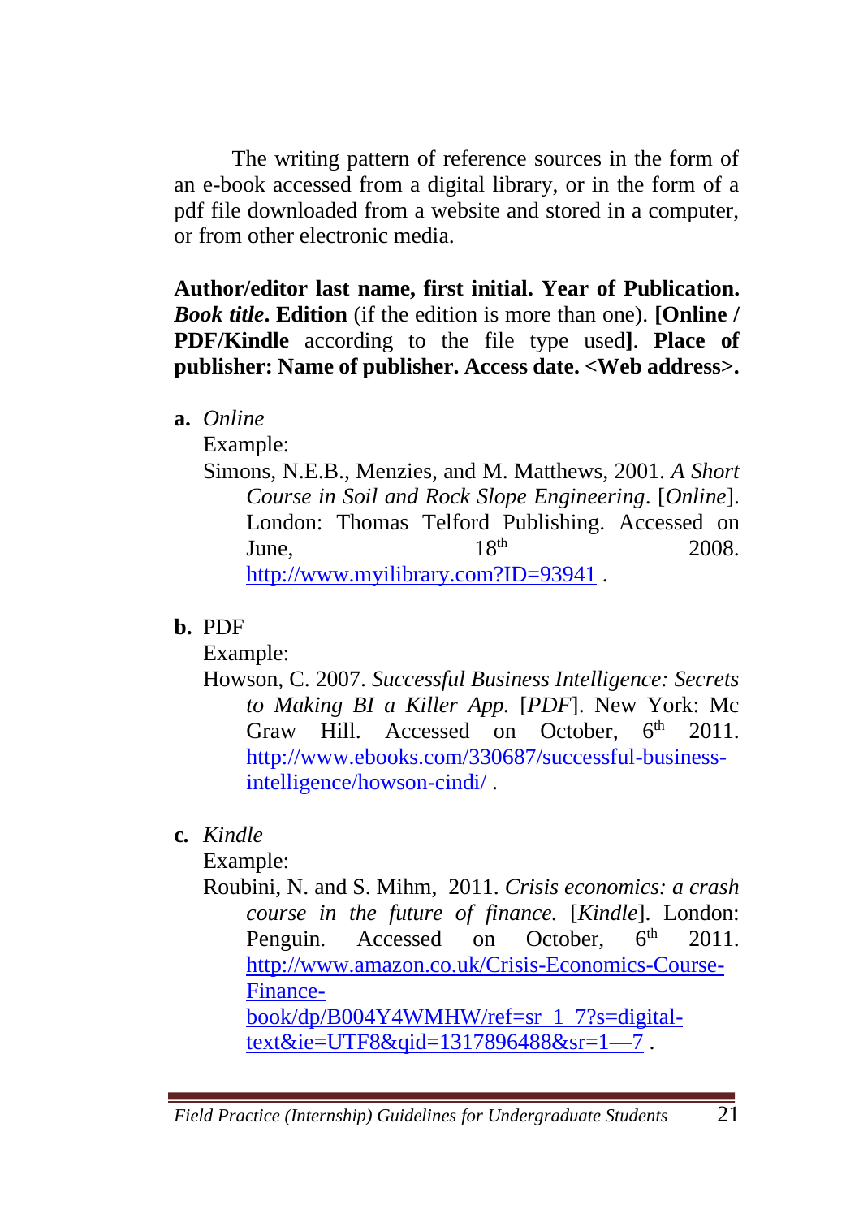The writing pattern of reference sources in the form of an e-book accessed from a digital library, or in the form of a pdf file downloaded from a website and stored in a computer, or from other electronic media.

**Author/editor last name, first initial. Year of Publication. *Book title*. Edition** (if the edition is more than one). **[Online / PDF/Kindle** according to the file type used**]. Place of publisher: Name of publisher. Access date. <Web address>.**

**a.** *Online*

Example:

Simons, N.E.B., Menzies, and M. Matthews, 2001. *A Short Course in Soil and Rock Slope Engineering*. [*Online*]. London: Thomas Telford Publishing. Accessed on June, 18th 2008. http://www.myilibrary.com?ID=93941 .

**b.** PDF

Example:

Howson, C. 2007. *Successful Business Intelligence: Secrets to Making BI a Killer App.* [*PDF*]. New York: Mc Graw Hill. Accessed on October, 6th 2011. http://www.ebooks.com/330687/successful-business-intelligence/howson-cindi/ .

**c.** *Kindle*

Example:

Roubini, N. and S. Mihm, 2011. *Crisis economics: a crash course in the future of finance.* [*Kindle*]. London: Penguin. Accessed on October, 6th 2011. http://www.amazon.co.uk/Crisis-Economics-Course-Finance-book/dp/B004Y4WMHW/ref=sr_1_7?s=digital-text&ie=UTF8&qid=1317896488&sr=1—7 .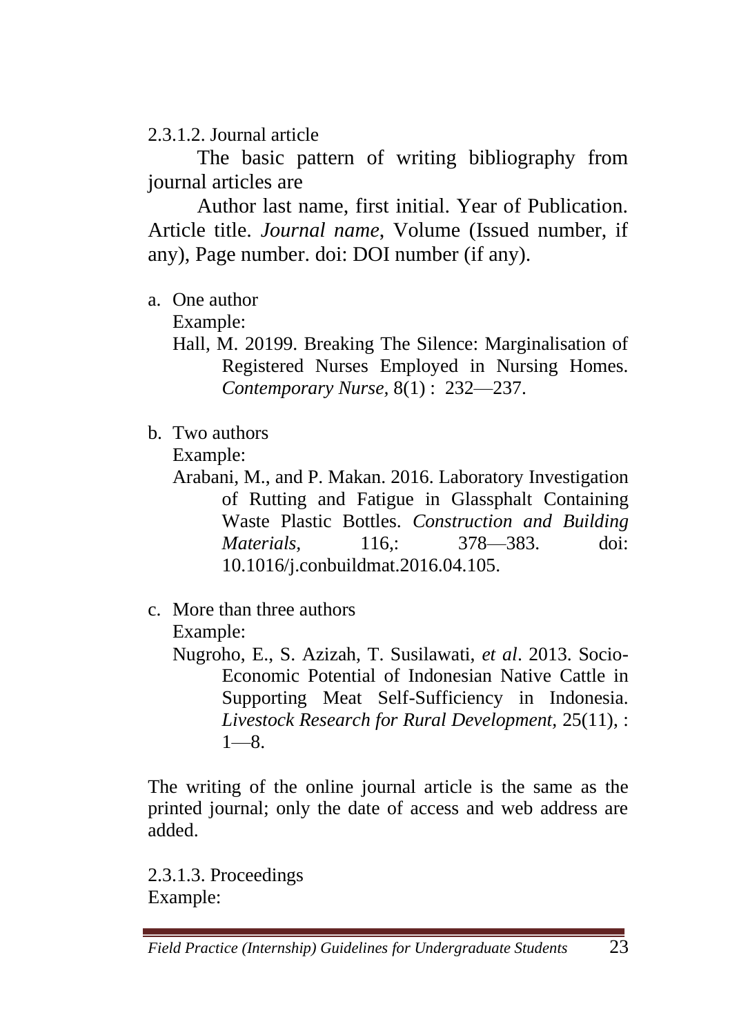2.3.1.2. Journal article

The basic pattern of writing bibliography from journal articles are

Author last name, first initial. Year of Publication. Article title. *Journal name*, Volume (Issued number, if any), Page number. doi: DOI number (if any).

a. One author

   Example:

   Hall, M. 20199. Breaking The Silence: Marginalisation of Registered Nurses Employed in Nursing Homes. *Contemporary Nurse,* 8(1) : 232—237.

b. Two authors

   Example:

   Arabani, M., and P. Makan. 2016. Laboratory Investigation of Rutting and Fatigue in Glassphalt Containing Waste Plastic Bottles. *Construction and Building Materials,* 116,: 378—383. doi: 10.1016/j.conbuildmat.2016.04.105.

c. More than three authors

   Example:

   Nugroho, E., S. Azizah, T. Susilawati, *et al*. 2013. Socio-Economic Potential of Indonesian Native Cattle in Supporting Meat Self-Sufficiency in Indonesia. *Livestock Research for Rural Development,* 25(11), : 1—8.

The writing of the online journal article is the same as the printed journal; only the date of access and web address are added.

2.3.1.3. Proceedings

Example: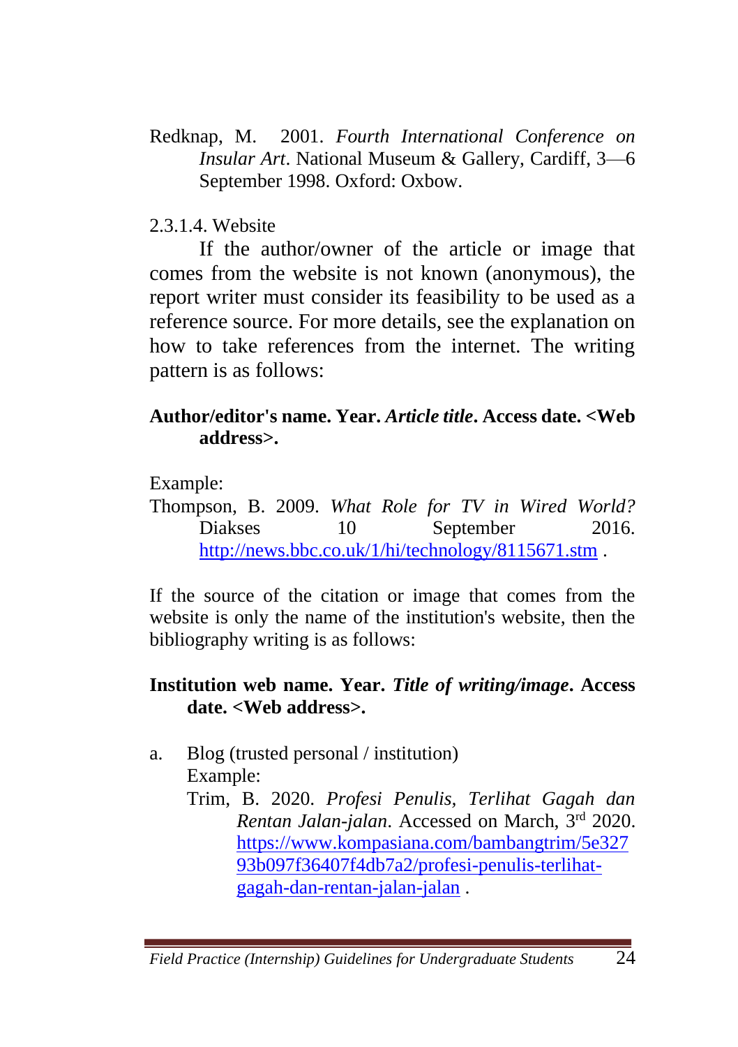Redknap, M. 2001. *Fourth International Conference on Insular Art*. National Museum & Gallery, Cardiff, 3—6 September 1998. Oxford: Oxbow.

2.3.1.4. Website

If the author/owner of the article or image that comes from the website is not known (anonymous), the report writer must consider its feasibility to be used as a reference source. For more details, see the explanation on how to take references from the internet. The writing pattern is as follows:

**Author/editor's name. Year. *Article title*. Access date. <Web address>.**

Example:

Thompson, B. 2009. *What Role for TV in Wired World?* Diakses 10 September 2016. http://news.bbc.co.uk/1/hi/technology/8115671.stm .

If the source of the citation or image that comes from the website is only the name of the institution's website, then the bibliography writing is as follows:

**Institution web name. Year. *Title of writing/image*. Access date. <Web address>.**

a. Blog (trusted personal / institution)

   Example:

   Trim, B. 2020. *Profesi Penulis, Terlihat Gagah dan Rentan Jalan-jalan*. Accessed on March, 3rd 2020. https://www.kompasiana.com/bambangtrim/5e32793b097f36407f4db7a2/profesi-penulis-terlihat-gagah-dan-rentan-jalan-jalan .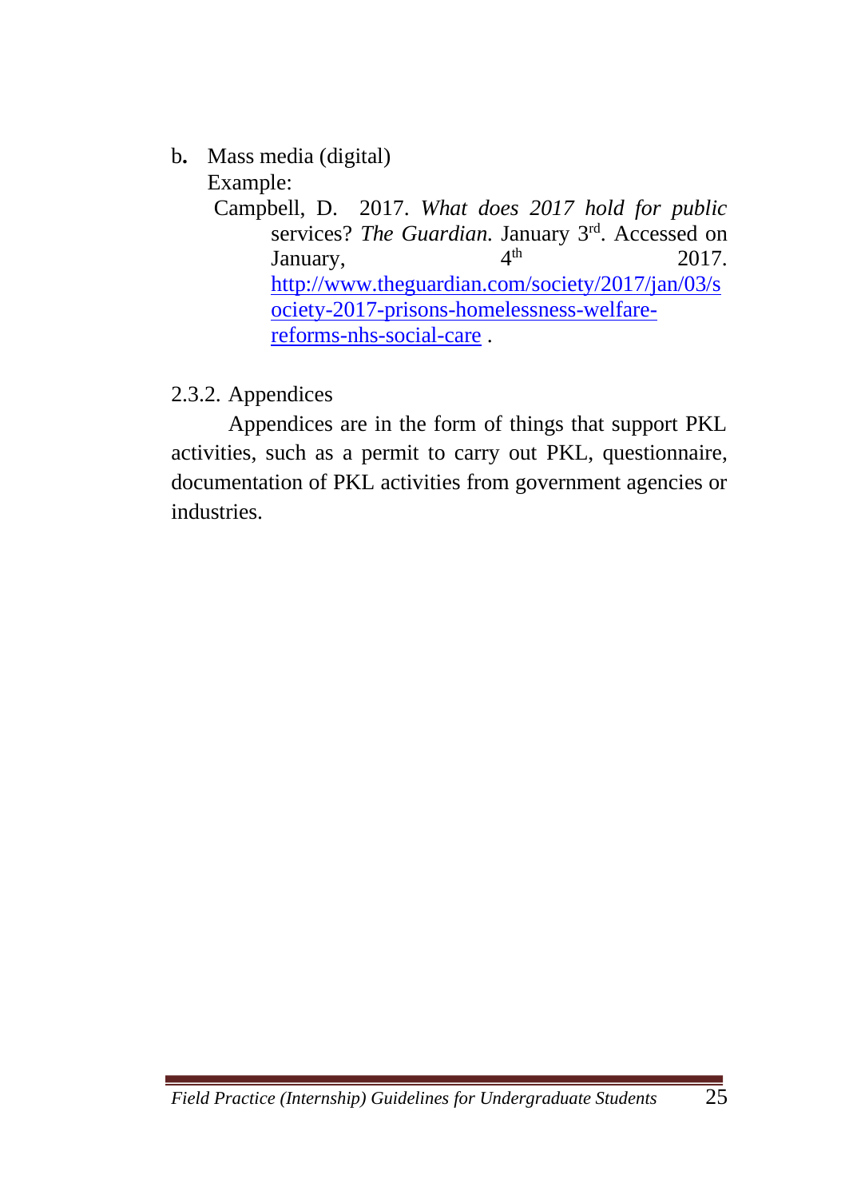b. Mass media (digital)

Example:

Campbell, D. 2017. *What does 2017 hold for public services? The Guardian.* January 3[rd]. Accessed on January, 4[th] 2017. http://www.theguardian.com/society/2017/jan/03/society-2017-prisons-homelessness-welfare-reforms-nhs-social-care .

2.3.2. Appendices

Appendices are in the form of things that support PKL activities, such as a permit to carry out PKL, questionnaire, documentation of PKL activities from government agencies or industries.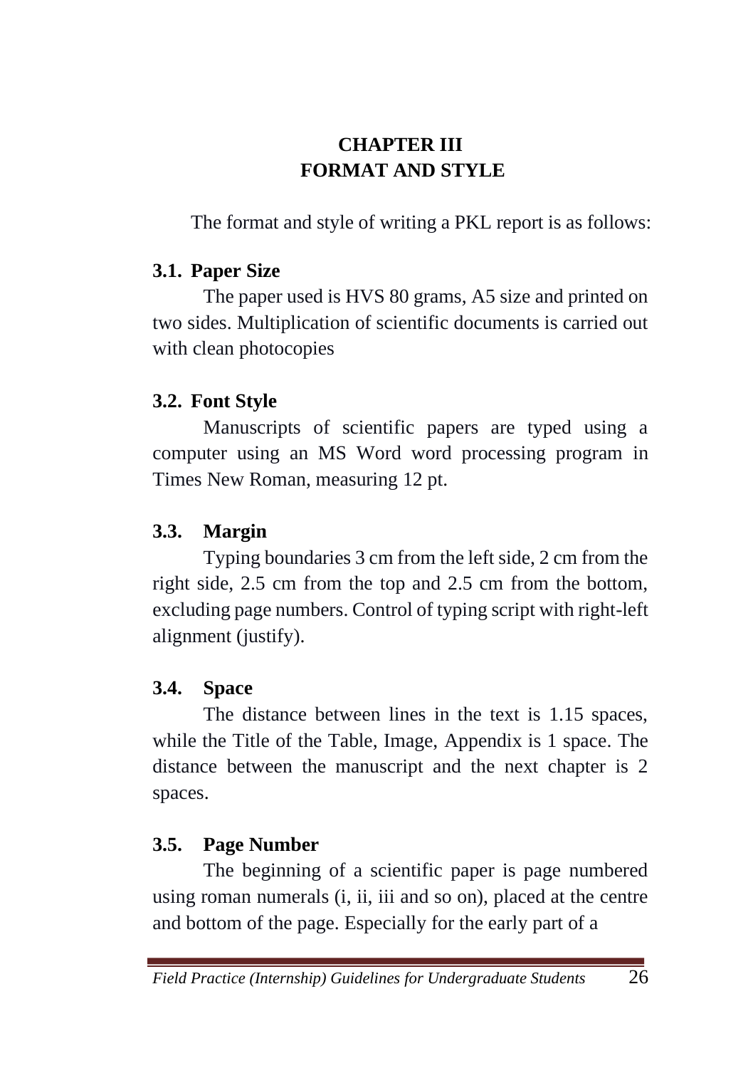# CHAPTER III
# FORMAT AND STYLE

The format and style of writing a PKL report is as follows:

## 3.1. Paper Size

The paper used is HVS 80 grams, A5 size and printed on two sides. Multiplication of scientific documents is carried out with clean photocopies

## 3.2. Font Style

Manuscripts of scientific papers are typed using a computer using an MS Word word processing program in Times New Roman, measuring 12 pt.

## 3.3. Margin

Typing boundaries 3 cm from the left side, 2 cm from the right side, 2.5 cm from the top and 2.5 cm from the bottom, excluding page numbers. Control of typing script with right-left alignment (justify).

## 3.4. Space

The distance between lines in the text is 1.15 spaces, while the Title of the Table, Image, Appendix is 1 space. The distance between the manuscript and the next chapter is 2 spaces.

## 3.5. Page Number

The beginning of a scientific paper is page numbered using roman numerals (i, ii, iii and so on), placed at the centre and bottom of the page. Especially for the early part of a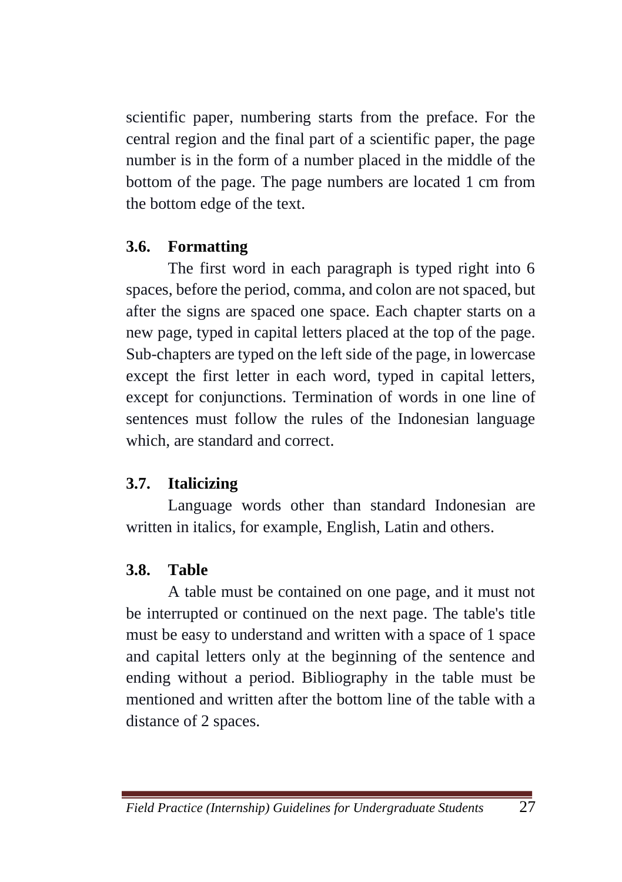scientific paper, numbering starts from the preface. For the central region and the final part of a scientific paper, the page number is in the form of a number placed in the middle of the bottom of the page. The page numbers are located 1 cm from the bottom edge of the text.

### 3.6. Formatting

The first word in each paragraph is typed right into 6 spaces, before the period, comma, and colon are not spaced, but after the signs are spaced one space. Each chapter starts on a new page, typed in capital letters placed at the top of the page. Sub-chapters are typed on the left side of the page, in lowercase except the first letter in each word, typed in capital letters, except for conjunctions. Termination of words in one line of sentences must follow the rules of the Indonesian language which, are standard and correct.

### 3.7. Italicizing

Language words other than standard Indonesian are written in italics, for example, English, Latin and others.

### 3.8. Table

A table must be contained on one page, and it must not be interrupted or continued on the next page. The table's title must be easy to understand and written with a space of 1 space and capital letters only at the beginning of the sentence and ending without a period. Bibliography in the table must be mentioned and written after the bottom line of the table with a distance of 2 spaces.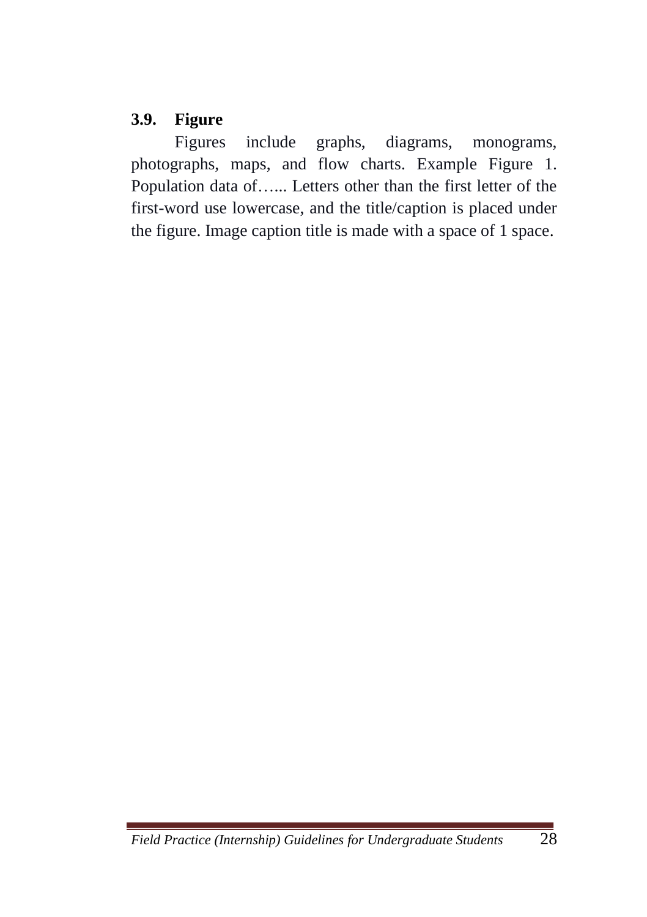## 3.9. Figure

Figures include graphs, diagrams, monograms, photographs, maps, and flow charts. Example Figure 1. Population data of…... Letters other than the first letter of the first-word use lowercase, and the title/caption is placed under the figure. Image caption title is made with a space of 1 space.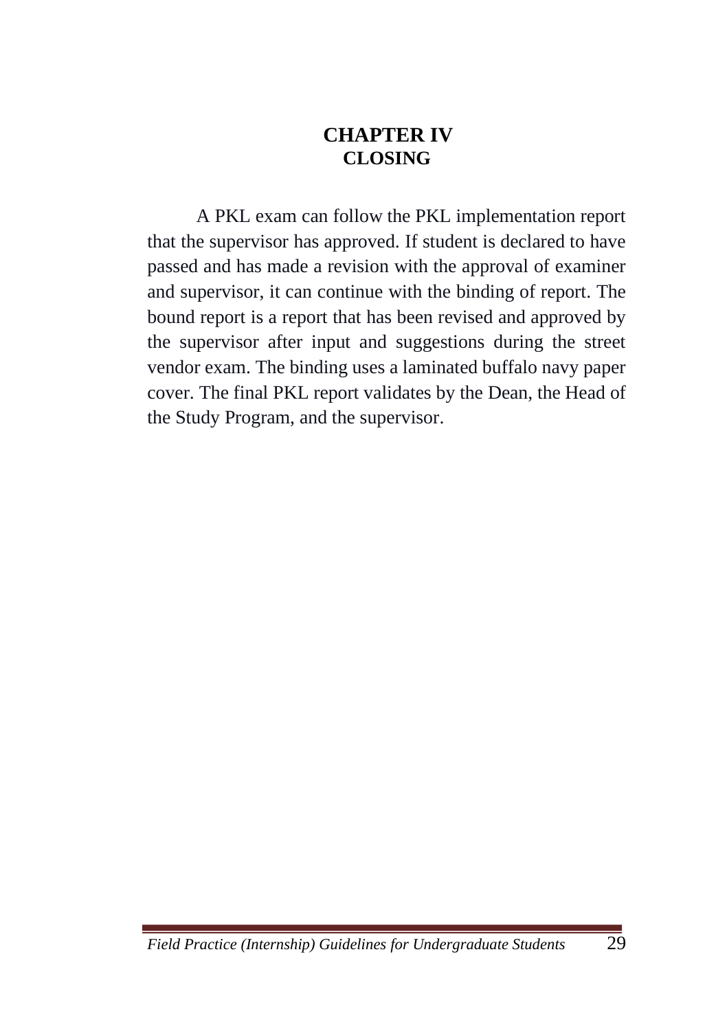# CHAPTER IV
# CLOSING

A PKL exam can follow the PKL implementation report that the supervisor has approved. If student is declared to have passed and has made a revision with the approval of examiner and supervisor, it can continue with the binding of report. The bound report is a report that has been revised and approved by the supervisor after input and suggestions during the street vendor exam. The binding uses a laminated buffalo navy paper cover. The final PKL report validates by the Dean, the Head of the Study Program, and the supervisor.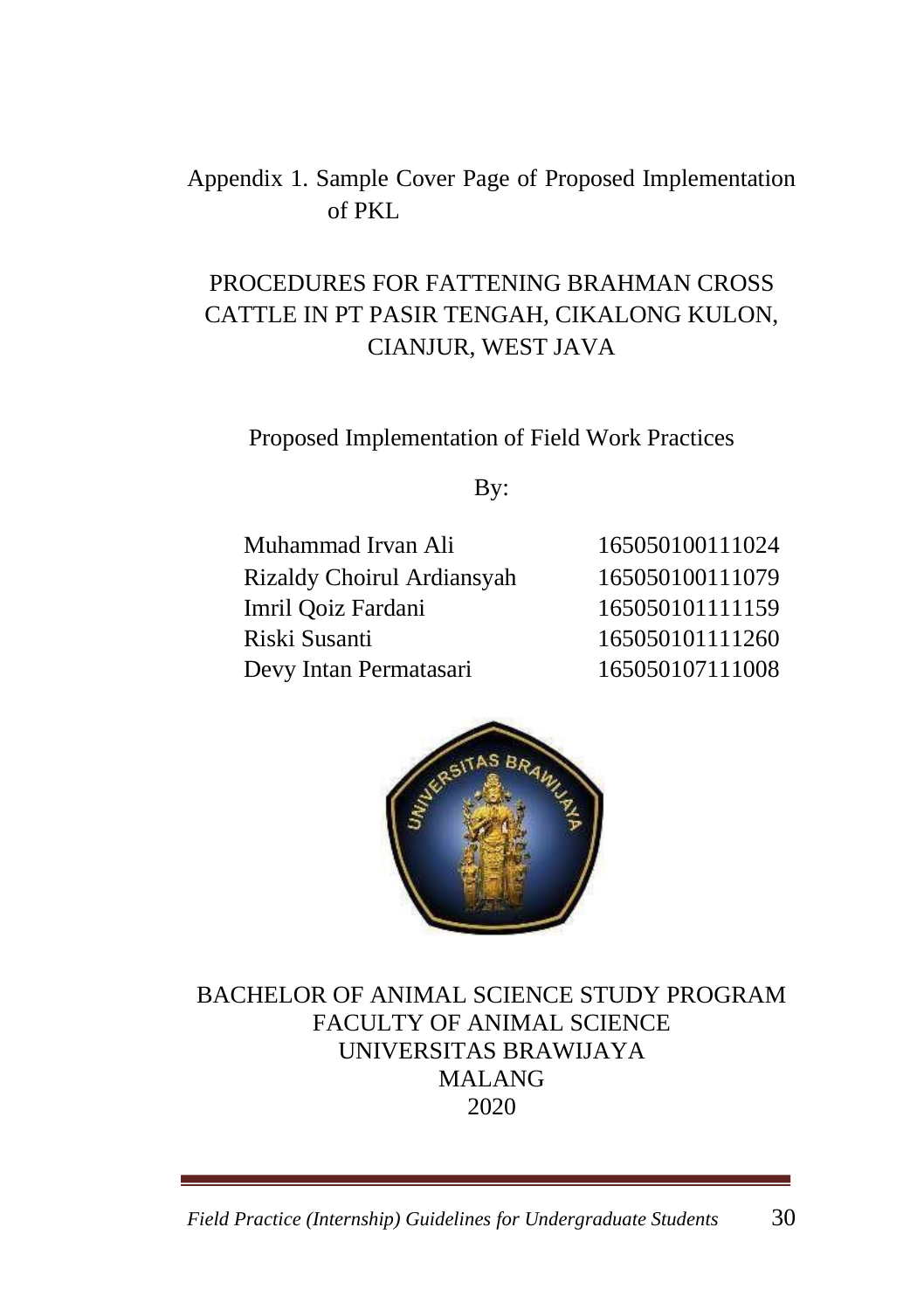Appendix 1. Sample Cover Page of Proposed Implementation of PKL

# PROCEDURES FOR FATTENING BRAHMAN CROSS CATTLE IN PT PASIR TENGAH, CIKALONG KULON, CIANJUR, WEST JAVA

Proposed Implementation of Field Work Practices

By:

| | |
|---|---|
| Muhammad Irvan Ali | 165050100111024 |
| Rizaldy Choirul Ardiansyah | 165050100111079 |
| Imril Qoiz Fardani | 165050101111159 |
| Riski Susanti | 165050101111260 |
| Devy Intan Permatasari | 165050107111008 |

BACHELOR OF ANIMAL SCIENCE STUDY PROGRAM
FACULTY OF ANIMAL SCIENCE
UNIVERSITAS BRAWIJAYA
MALANG
2020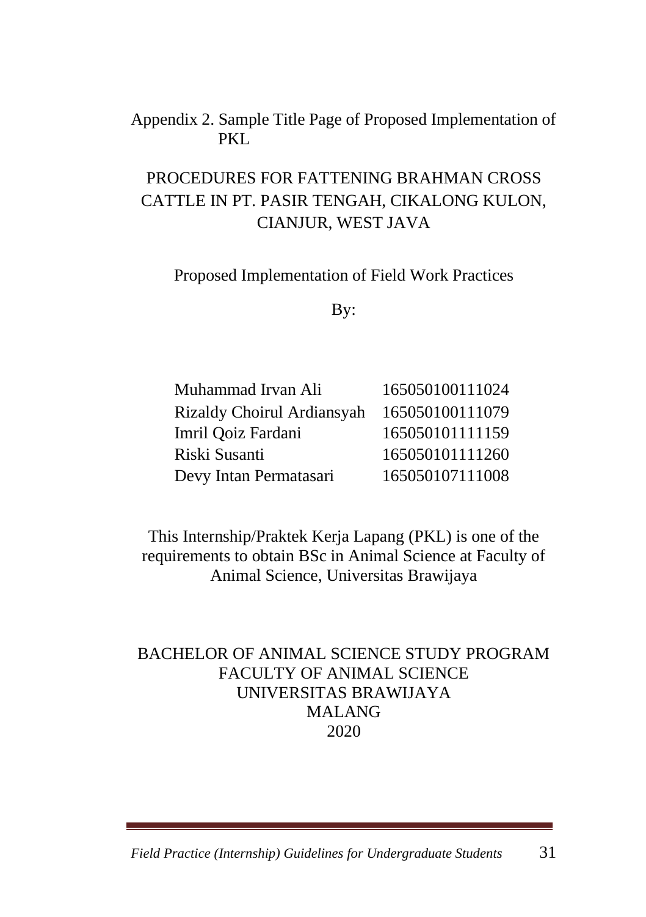Appendix 2. Sample Title Page of Proposed Implementation of PKL

# PROCEDURES FOR FATTENING BRAHMAN CROSS CATTLE IN PT. PASIR TENGAH, CIKALONG KULON, CIANJUR, WEST JAVA

Proposed Implementation of Field Work Practices

By:

| | |
|---|---|
| Muhammad Irvan Ali | 165050100111024 |
| Rizaldy Choirul Ardiansyah | 165050100111079 |
| Imril Qoiz Fardani | 165050101111159 |
| Riski Susanti | 165050101111260 |
| Devy Intan Permatasari | 165050107111008 |

This Internship/Praktek Kerja Lapang (PKL) is one of the requirements to obtain BSc in Animal Science at Faculty of Animal Science, Universitas Brawijaya

BACHELOR OF ANIMAL SCIENCE STUDY PROGRAM
FACULTY OF ANIMAL SCIENCE
UNIVERSITAS BRAWIJAYA
MALANG
2020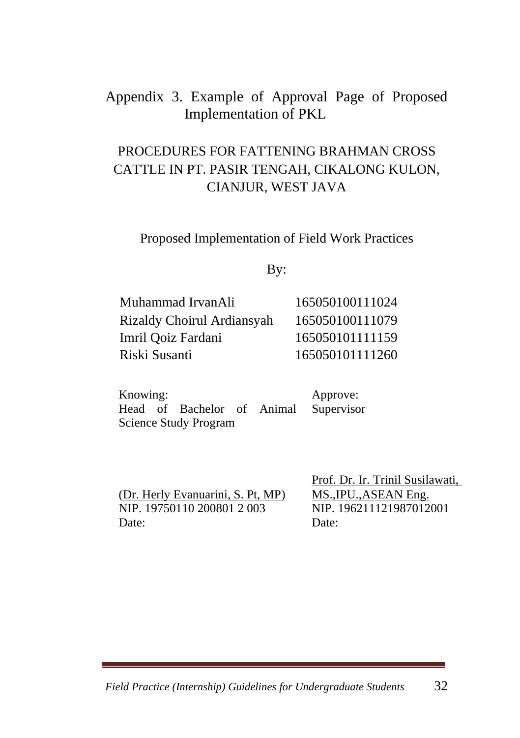Appendix 3. Example of Approval Page of Proposed Implementation of PKL

PROCEDURES FOR FATTENING BRAHMAN CROSS CATTLE IN PT. PASIR TENGAH, CIKALONG KULON, CIANJUR, WEST JAVA

Proposed Implementation of Field Work Practices

By:

| | |
|---|---|
| Muhammad IrvanAli | 165050100111024 |
| Rizaldy Choirul Ardiansyah | 165050100111079 |
| Imril Qoiz Fardani | 165050101111159 |
| Riski Susanti | 165050101111260 |

Knowing:
Head of Bachelor of Animal Science Study Program

(Dr. Herly Evanuarini, S. Pt, MP)
NIP. 19750110 200801 2 003
Date:

Approve:
Supervisor

Prof. Dr. Ir. Trinil Susilawati, MS.,IPU.,ASEAN Eng.
NIP. 196211121987012001
Date: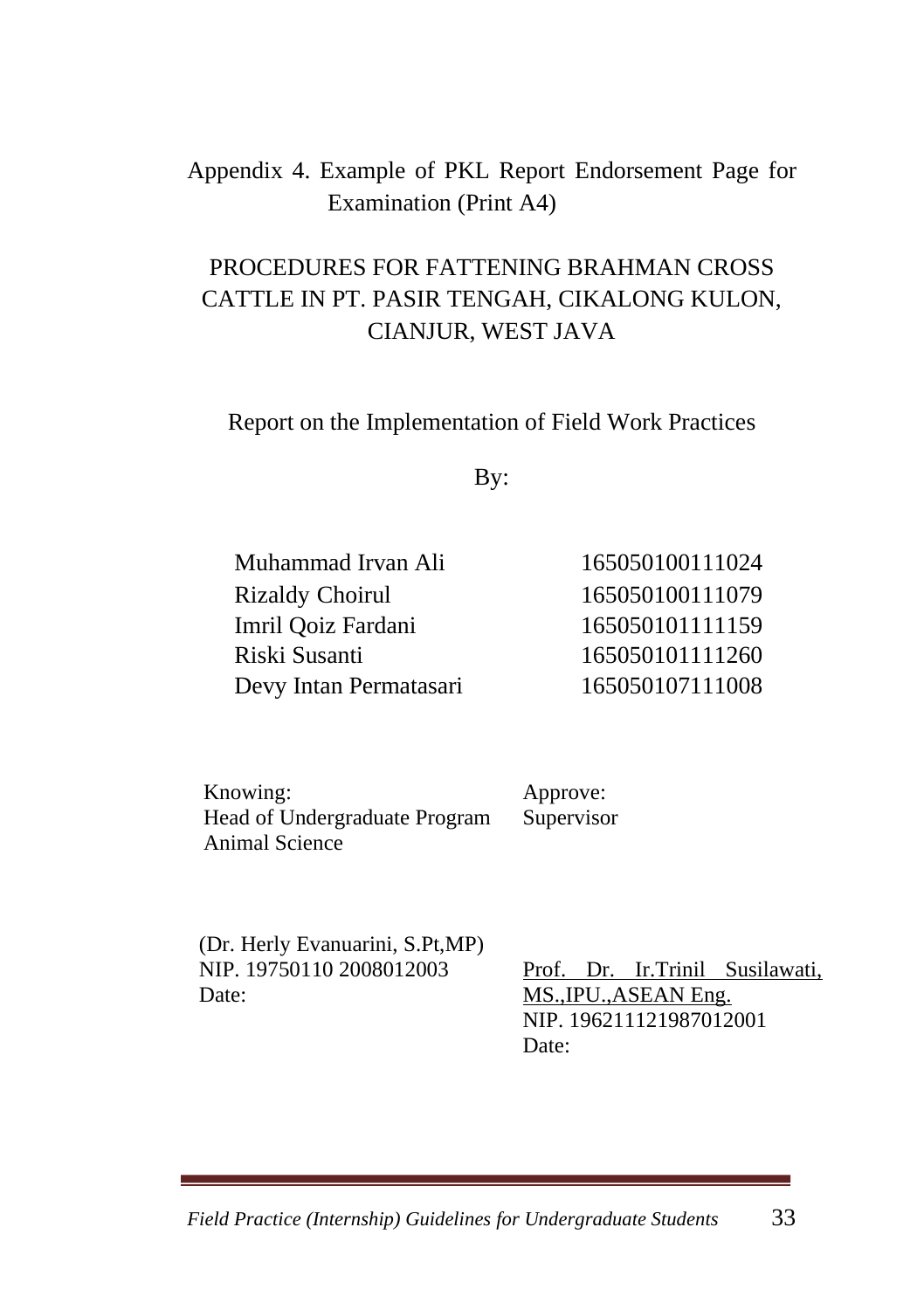Appendix 4. Example of PKL Report Endorsement Page for Examination (Print A4)

# PROCEDURES FOR FATTENING BRAHMAN CROSS CATTLE IN PT. PASIR TENGAH, CIKALONG KULON, CIANJUR, WEST JAVA

Report on the Implementation of Field Work Practices

By:

| | |
|---|---|
| Muhammad Irvan Ali | 165050100111024 |
| Rizaldy Choirul | 165050100111079 |
| Imril Qoiz Fardani | 165050101111159 |
| Riski Susanti | 165050101111260 |
| Devy Intan Permatasari | 165050107111008 |

| Knowing: | Approve: |
|---|---|
| Head of Undergraduate Program Animal Science | Supervisor |
| (Dr. Herly Evanuarini, S.Pt,MP) | |
| NIP. 19750110 2008012003 | <u>Prof. Dr. Ir.Trinil Susilawati, MS.,IPU.,ASEAN Eng.</u> |
| Date: | NIP. 196211121987012001 |
| | Date: |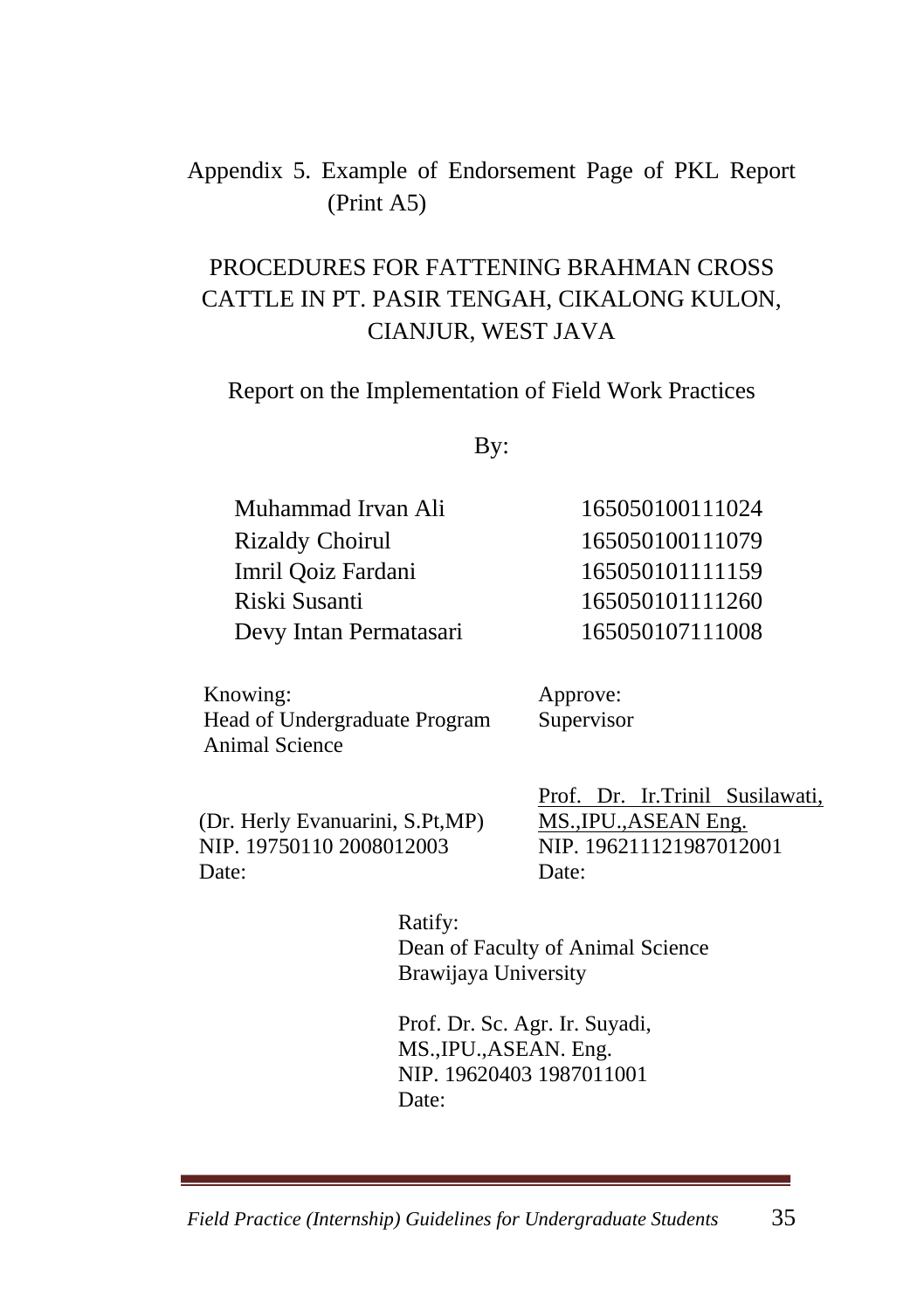Appendix 5. Example of Endorsement Page of PKL Report (Print A5)

PROCEDURES FOR FATTENING BRAHMAN CROSS CATTLE IN PT. PASIR TENGAH, CIKALONG KULON, CIANJUR, WEST JAVA

Report on the Implementation of Field Work Practices

By:

| | |
|---|---|
| Muhammad Irvan Ali | 165050100111024 |
| Rizaldy Choirul | 165050100111079 |
| Imril Qoiz Fardani | 165050101111159 |
| Riski Susanti | 165050101111260 |
| Devy Intan Permatasari | 165050107111008 |

Knowing:
Head of Undergraduate Program
Animal Science

(Dr. Herly Evanuarini, S.Pt,MP)
NIP. 19750110 2008012003
Date:

Approve:
Supervisor

Prof. Dr. Ir.Trinil Susilawati, MS.,IPU.,ASEAN Eng.
NIP. 196211121987012001
Date:

Ratify:
Dean of Faculty of Animal Science
Brawijaya University

Prof. Dr. Sc. Agr. Ir. Suyadi, MS.,IPU.,ASEAN. Eng.
NIP. 19620403 1987011001
Date: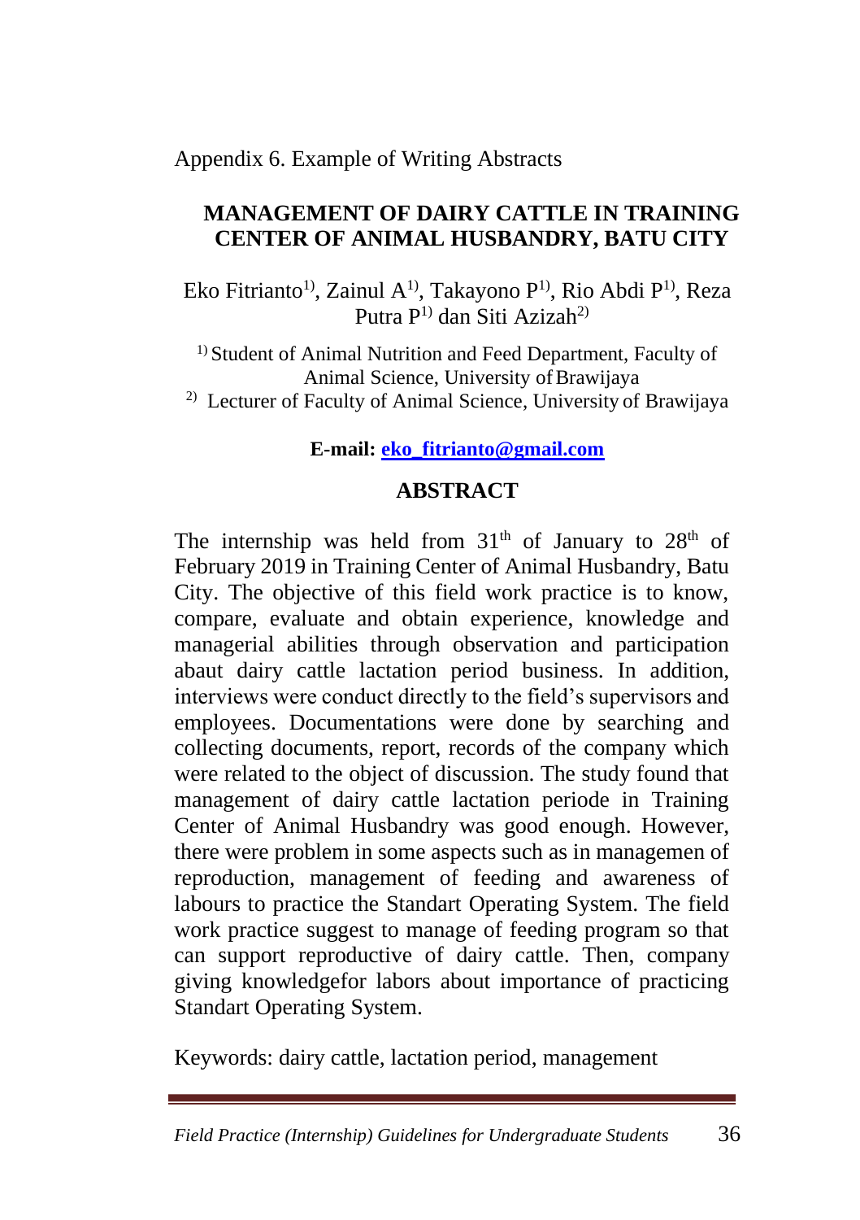Appendix 6. Example of Writing Abstracts

**MANAGEMENT OF DAIRY CATTLE IN TRAINING CENTER OF ANIMAL HUSBANDRY, BATU CITY**

Eko Fitrianto[1], Zainul A[1], Takayono P[1], Rio Abdi P[1], Reza Putra P[1] dan Siti Azizah[2]

[1] Student of Animal Nutrition and Feed Department, Faculty of Animal Science, University of Brawijaya
[2] Lecturer of Faculty of Animal Science, University of Brawijaya

**E-mail: eko_fitrianto@gmail.com**

**ABSTRACT**

The internship was held from 31th of January to 28th of February 2019 in Training Center of Animal Husbandry, Batu City. The objective of this field work practice is to know, compare, evaluate and obtain experience, knowledge and managerial abilities through observation and participation abaut dairy cattle lactation period business. In addition, interviews were conduct directly to the field's supervisors and employees. Documentations were done by searching and collecting documents, report, records of the company which were related to the object of discussion. The study found that management of dairy cattle lactation periode in Training Center of Animal Husbandry was good enough. However, there were problem in some aspects such as in managemen of reproduction, management of feeding and awareness of labours to practice the Standart Operating System. The field work practice suggest to manage of feeding program so that can support reproductive of dairy cattle. Then, company giving knowledgefor labors about importance of practicing Standart Operating System.

Keywords: dairy cattle, lactation period, management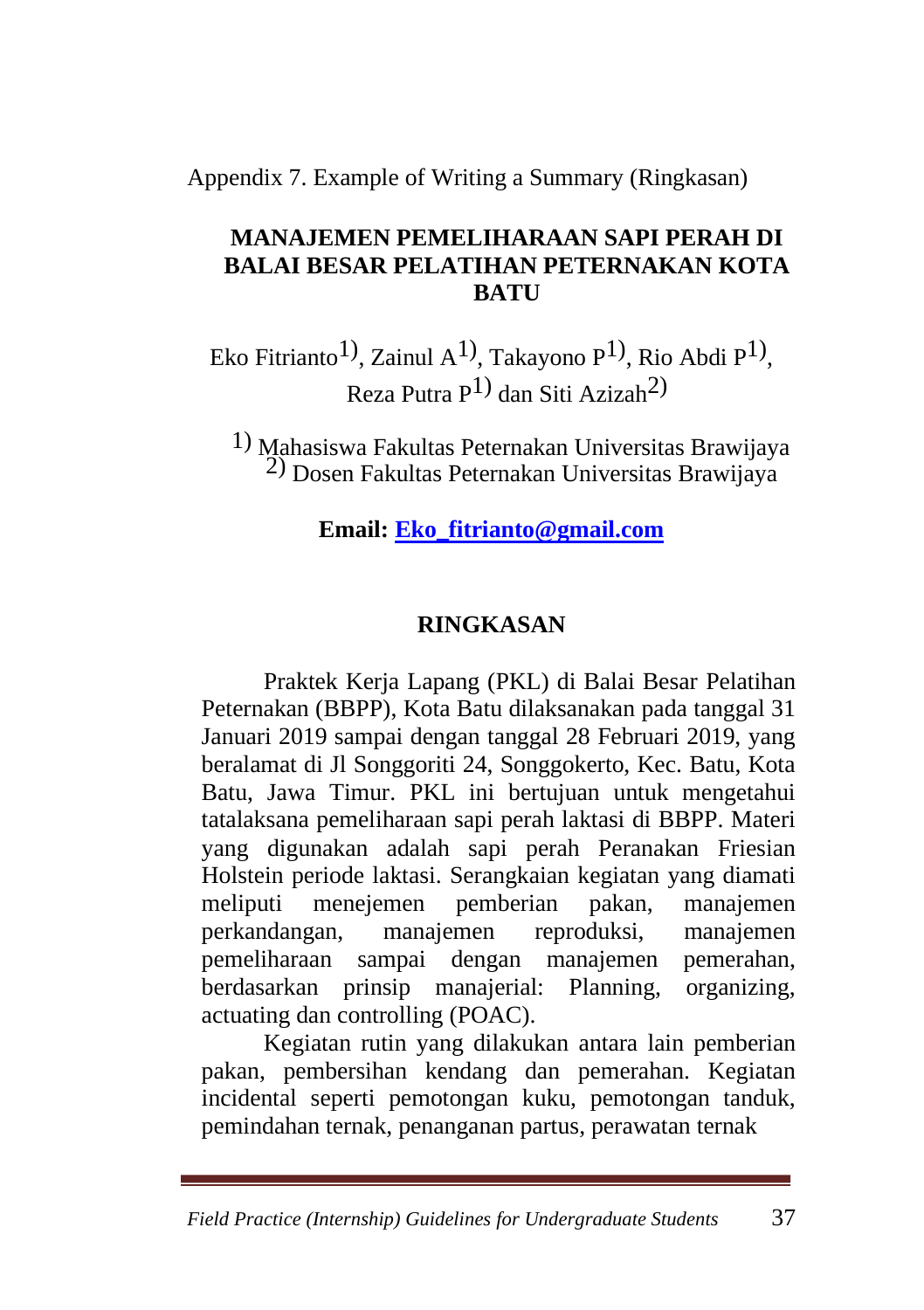Appendix 7. Example of Writing a Summary (Ringkasan)

# MANAJEMEN PEMELIHARAAN SAPI PERAH DI BALAI BESAR PELATIHAN PETERNAKAN KOTA BATU

Eko Fitrianto[1], Zainul A[1], Takayono P[1], Rio Abdi P[1], Reza Putra P[1] dan Siti Azizah[2]

[1] Mahasiswa Fakultas Peternakan Universitas Brawijaya
[2] Dosen Fakultas Peternakan Universitas Brawijaya

**Email: Eko_fitrianto@gmail.com**

## RINGKASAN

Praktek Kerja Lapang (PKL) di Balai Besar Pelatihan Peternakan (BBPP), Kota Batu dilaksanakan pada tanggal 31 Januari 2019 sampai dengan tanggal 28 Februari 2019, yang beralamat di Jl Songgoriti 24, Songgokerto, Kec. Batu, Kota Batu, Jawa Timur. PKL ini bertujuan untuk mengetahui tatalaksana pemeliharaan sapi perah laktasi di BBPP. Materi yang digunakan adalah sapi perah Peranakan Friesian Holstein periode laktasi. Serangkaian kegiatan yang diamati meliputi menejemen pemberian pakan, manajemen perkandangan, manajemen reproduksi, manajemen pemeliharaan sampai dengan manajemen pemerahan, berdasarkan prinsip manajerial: Planning, organizing, actuating dan controlling (POAC).

Kegiatan rutin yang dilakukan antara lain pemberian pakan, pembersihan kendang dan pemerahan. Kegiatan incidental seperti pemotongan kuku, pemotongan tanduk, pemindahan ternak, penanganan partus, perawatan ternak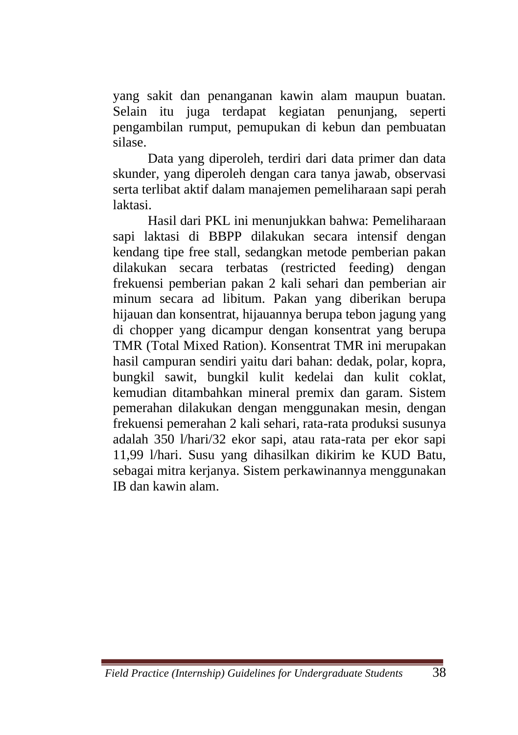yang sakit dan penanganan kawin alam maupun buatan. Selain itu juga terdapat kegiatan penunjang, seperti pengambilan rumput, pemupukan di kebun dan pembuatan silase.

Data yang diperoleh, terdiri dari data primer dan data skunder, yang diperoleh dengan cara tanya jawab, observasi serta terlibat aktif dalam manajemen pemeliharaan sapi perah laktasi.

Hasil dari PKL ini menunjukkan bahwa: Pemeliharaan sapi laktasi di BBPP dilakukan secara intensif dengan kendang tipe free stall, sedangkan metode pemberian pakan dilakukan secara terbatas (restricted feeding) dengan frekuensi pemberian pakan 2 kali sehari dan pemberian air minum secara ad libitum. Pakan yang diberikan berupa hijauan dan konsentrat, hijauannya berupa tebon jagung yang di chopper yang dicampur dengan konsentrat yang berupa TMR (Total Mixed Ration). Konsentrat TMR ini merupakan hasil campuran sendiri yaitu dari bahan: dedak, polar, kopra, bungkil sawit, bungkil kulit kedelai dan kulit coklat, kemudian ditambahkan mineral premix dan garam. Sistem pemerahan dilakukan dengan menggunakan mesin, dengan frekuensi pemerahan 2 kali sehari, rata-rata produksi susunya adalah 350 l/hari/32 ekor sapi, atau rata-rata per ekor sapi 11,99 l/hari. Susu yang dihasilkan dikirim ke KUD Batu, sebagai mitra kerjanya. Sistem perkawinannya menggunakan IB dan kawin alam.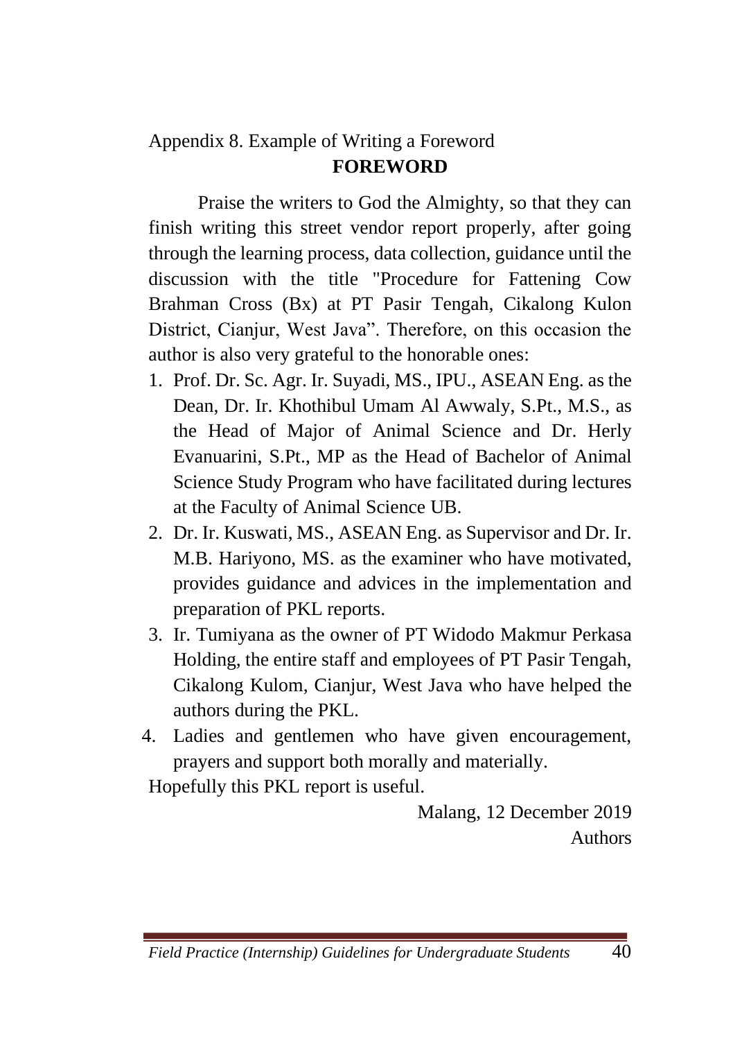Appendix 8. Example of Writing a Foreword

## FOREWORD

Praise the writers to God the Almighty, so that they can finish writing this street vendor report properly, after going through the learning process, data collection, guidance until the discussion with the title "Procedure for Fattening Cow Brahman Cross (Bx) at PT Pasir Tengah, Cikalong Kulon District, Cianjur, West Java". Therefore, on this occasion the author is also very grateful to the honorable ones:

1. Prof. Dr. Sc. Agr. Ir. Suyadi, MS., IPU., ASEAN Eng. as the Dean, Dr. Ir. Khothibul Umam Al Awwaly, S.Pt., M.S., as the Head of Major of Animal Science and Dr. Herly Evanuarini, S.Pt., MP as the Head of Bachelor of Animal Science Study Program who have facilitated during lectures at the Faculty of Animal Science UB.
2. Dr. Ir. Kuswati, MS., ASEAN Eng. as Supervisor and Dr. Ir. M.B. Hariyono, MS. as the examiner who have motivated, provides guidance and advices in the implementation and preparation of PKL reports.
3. Ir. Tumiyana as the owner of PT Widodo Makmur Perkasa Holding, the entire staff and employees of PT Pasir Tengah, Cikalong Kulom, Cianjur, West Java who have helped the authors during the PKL.
4. Ladies and gentlemen who have given encouragement, prayers and support both morally and materially.

Hopefully this PKL report is useful.

Malang, 12 December 2019

Authors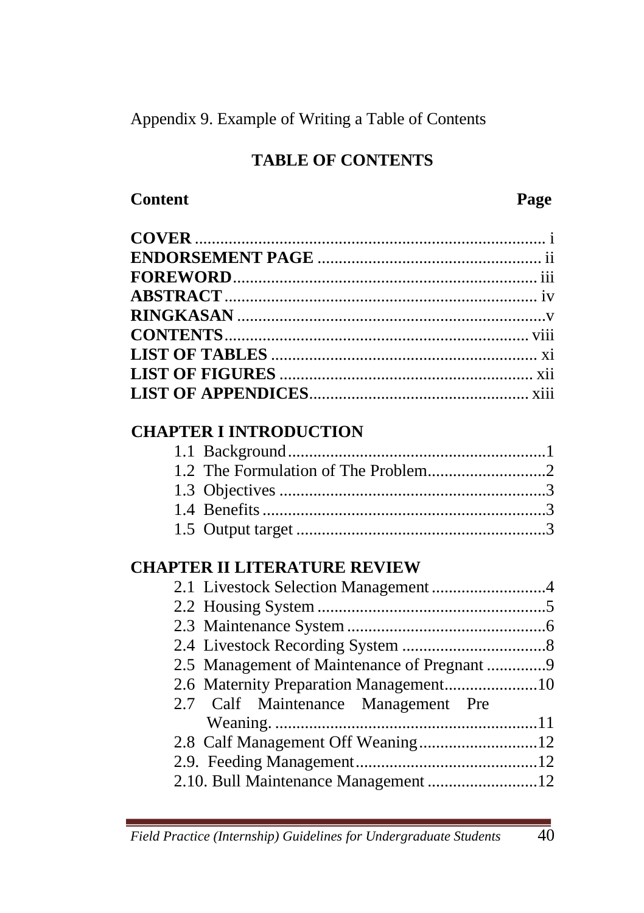Appendix 9. Example of Writing a Table of Contents

## TABLE OF CONTENTS

| Content | Page |
|---|---|
| **COVER** | i |
| **ENDORSEMENT PAGE** | ii |
| **FOREWORD** | iii |
| **ABSTRACT** | iv |
| **RINGKASAN** | v |
| **CONTENTS** | viii |
| **LIST OF TABLES** | xi |
| **LIST OF FIGURES** | xii |
| **LIST OF APPENDICES** | xiii |
| **CHAPTER I INTRODUCTION** | |
| 1.1 Background | 1 |
| 1.2 The Formulation of The Problem | 2 |
| 1.3 Objectives | 3 |
| 1.4 Benefits | 3 |
| 1.5 Output target | 3 |
| **CHAPTER II LITERATURE REVIEW** | |
| 2.1 Livestock Selection Management | 4 |
| 2.2 Housing System | 5 |
| 2.3 Maintenance System | 6 |
| 2.4 Livestock Recording System | 8 |
| 2.5 Management of Maintenance of Pregnant | 9 |
| 2.6 Maternity Preparation Management | 10 |
| 2.7 Calf Maintenance Management Pre Weaning. | 11 |
| 2.8 Calf Management Off Weaning | 12 |
| 2.9. Feeding Management | 12 |
| 2.10. Bull Maintenance Management | 12 |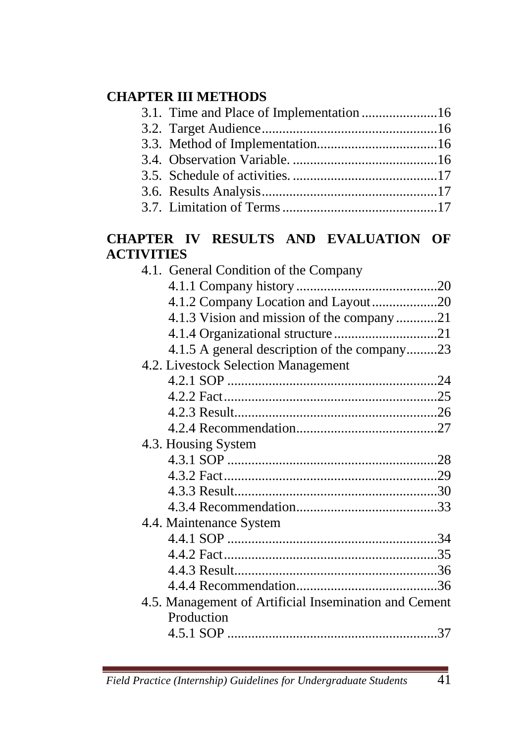**CHAPTER III METHODS**

- 3.1. Time and Place of Implementation ......................16
- 3.2. Target Audience...................................................16
- 3.3. Method of Implementation...................................16
- 3.4. Observation Variable. ..........................................16
- 3.5. Schedule of activities. ..........................................17
- 3.6. Results Analysis...................................................17
- 3.7. Limitation of Terms .............................................17

**CHAPTER IV RESULTS AND EVALUATION OF ACTIVITIES**

- 4.1. General Condition of the Company
  - 4.1.1 Company history .........................................20
  - 4.1.2 Company Location and Layout...................20
  - 4.1.3 Vision and mission of the company ............21
  - 4.1.4 Organizational structure .............................21
  - 4.1.5 A general description of the company.........23
- 4.2. Livestock Selection Management
  - 4.2.1 SOP ............................................................24
  - 4.2.2 Fact.............................................................25
  - 4.2.3 Result..........................................................26
  - 4.2.4 Recommendation........................................27
- 4.3. Housing System
  - 4.3.1 SOP ............................................................28
  - 4.3.2 Fact.............................................................29
  - 4.3.3 Result..........................................................30
  - 4.3.4 Recommendation........................................33
- 4.4. Maintenance System
  - 4.4.1 SOP ............................................................34
  - 4.4.2 Fact.............................................................35
  - 4.4.3 Result..........................................................36
  - 4.4.4 Recommendation........................................36
- 4.5. Management of Artificial Insemination and Cement Production
  - 4.5.1 SOP ............................................................37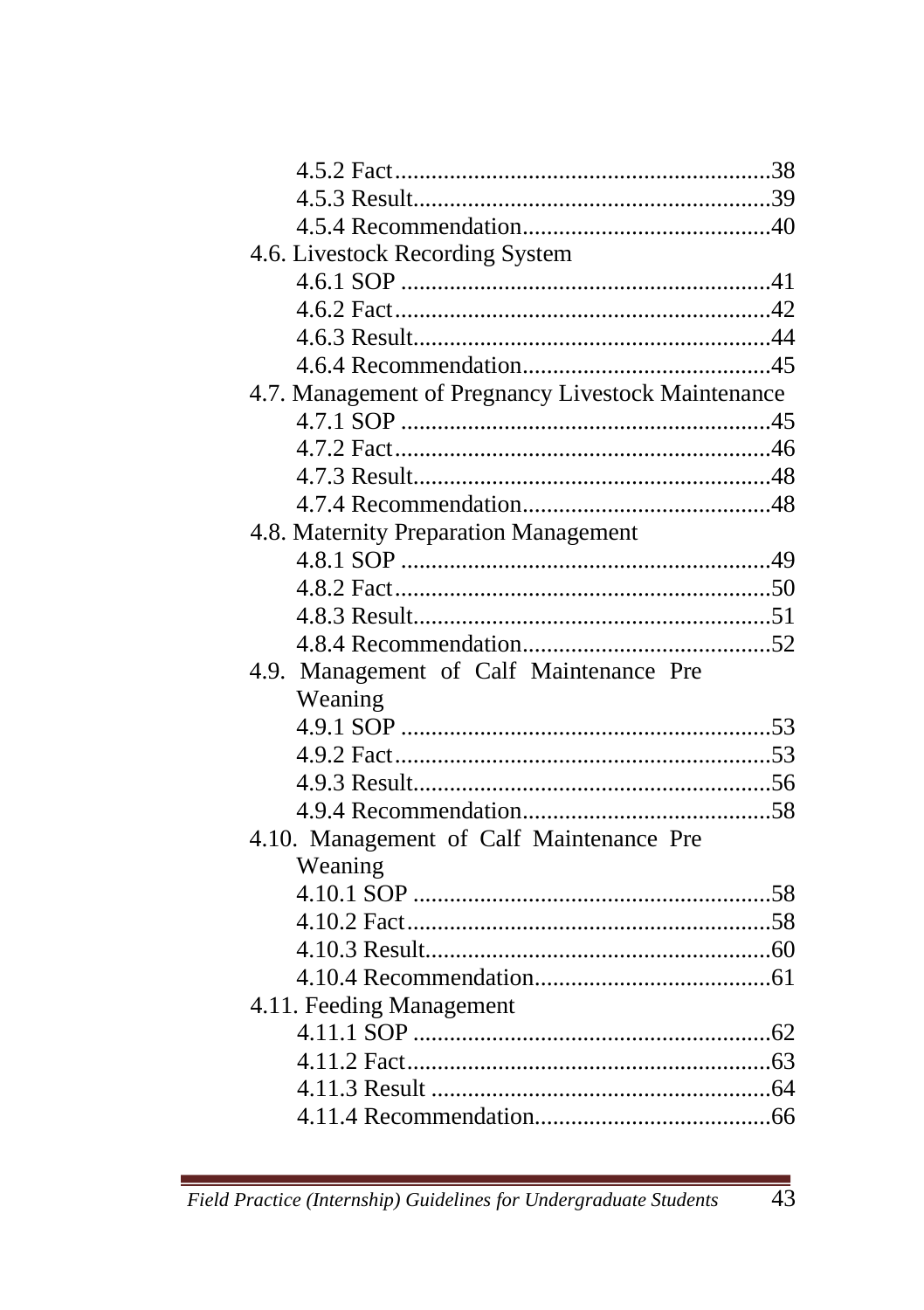4.5.2 Fact ........................................................... 38
4.5.3 Result ......................................................... 39
4.5.4 Recommendation ....................................... 40

4.6. Livestock Recording System

4.6.1 SOP ........................................................... 41
4.6.2 Fact ........................................................... 42
4.6.3 Result ......................................................... 44
4.6.4 Recommendation ....................................... 45

4.7. Management of Pregnancy Livestock Maintenance

4.7.1 SOP ........................................................... 45
4.7.2 Fact ........................................................... 46
4.7.3 Result ......................................................... 48
4.7.4 Recommendation ....................................... 48

4.8. Maternity Preparation Management

4.8.1 SOP ........................................................... 49
4.8.2 Fact ........................................................... 50
4.8.3 Result ......................................................... 51
4.8.4 Recommendation ....................................... 52

4.9. Management of Calf Maintenance Pre Weaning

4.9.1 SOP ........................................................... 53
4.9.2 Fact ........................................................... 53
4.9.3 Result ......................................................... 56
4.9.4 Recommendation ....................................... 58

4.10. Management of Calf Maintenance Pre Weaning

4.10.1 SOP ......................................................... 58
4.10.2 Fact ......................................................... 58
4.10.3 Result ....................................................... 60
4.10.4 Recommendation ..................................... 61

4.11. Feeding Management

4.11.1 SOP ......................................................... 62
4.11.2 Fact ......................................................... 63
4.11.3 Result ....................................................... 64
4.11.4 Recommendation ..................................... 66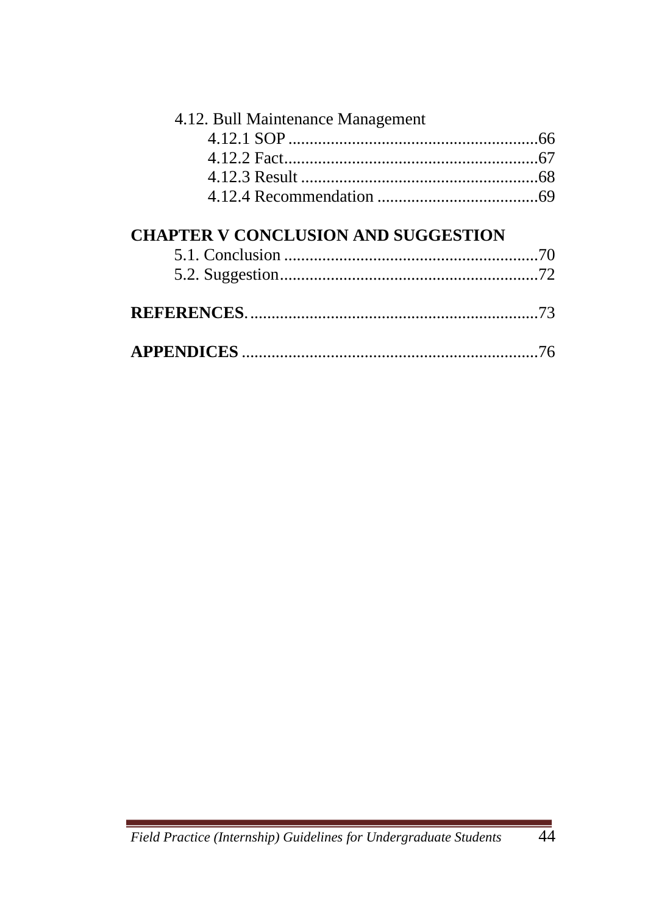4.12. Bull Maintenance Management

4.12.1 SOP ..........................................................66

4.12.2 Fact...........................................................67

4.12.3 Result .......................................................68

4.12.4 Recommendation .....................................69

**CHAPTER V CONCLUSION AND SUGGESTION**

5.1. Conclusion ...........................................................70

5.2. Suggestion............................................................72

**REFERENCES**. ...................................................................73

**APPENDICES** .....................................................................76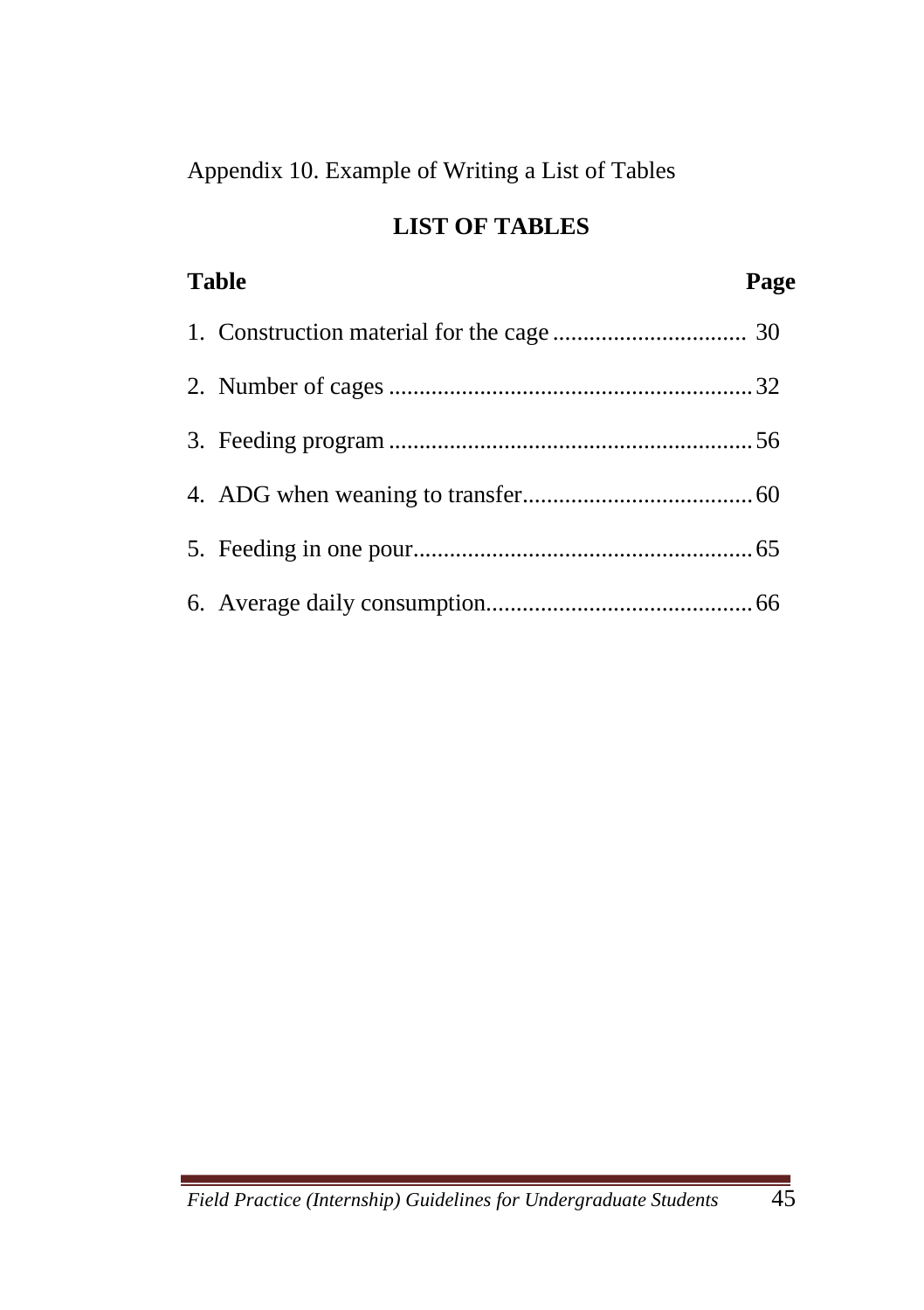Appendix 10. Example of Writing a List of Tables

## LIST OF TABLES

| Table | Page |
|---|---|
| 1. Construction material for the cage | 30 |
| 2. Number of cages | 32 |
| 3. Feeding program | 56 |
| 4. ADG when weaning to transfer | 60 |
| 5. Feeding in one pour | 65 |
| 6. Average daily consumption | 66 |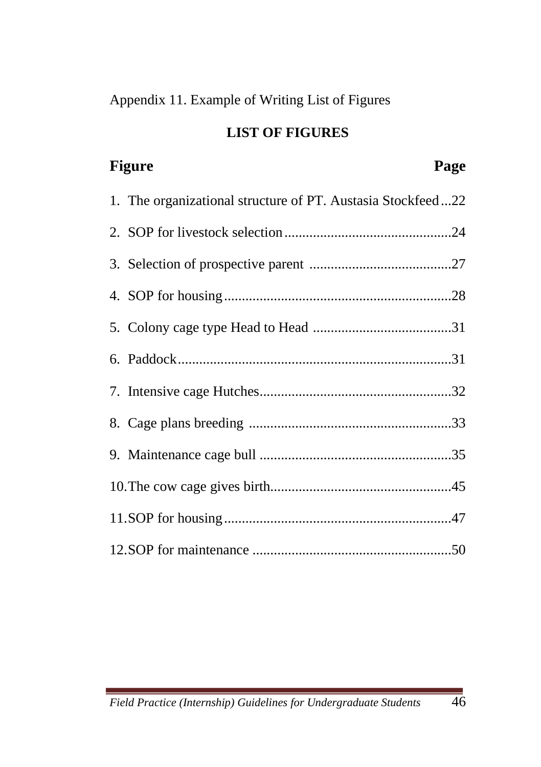Appendix 11. Example of Writing List of Figures

## LIST OF FIGURES

**Figure** **Page**

1. The organizational structure of PT. Austasia Stockfeed...22
2. SOP for livestock selection...24
3. Selection of prospective parent ...27
4. SOP for housing...28
5. Colony cage type Head to Head ...31
6. Paddock...31
7. Intensive cage Hutches...32
8. Cage plans breeding ...33
9. Maintenance cage bull ...35
10. The cow cage gives birth...45
11. SOP for housing...47
12. SOP for maintenance ...50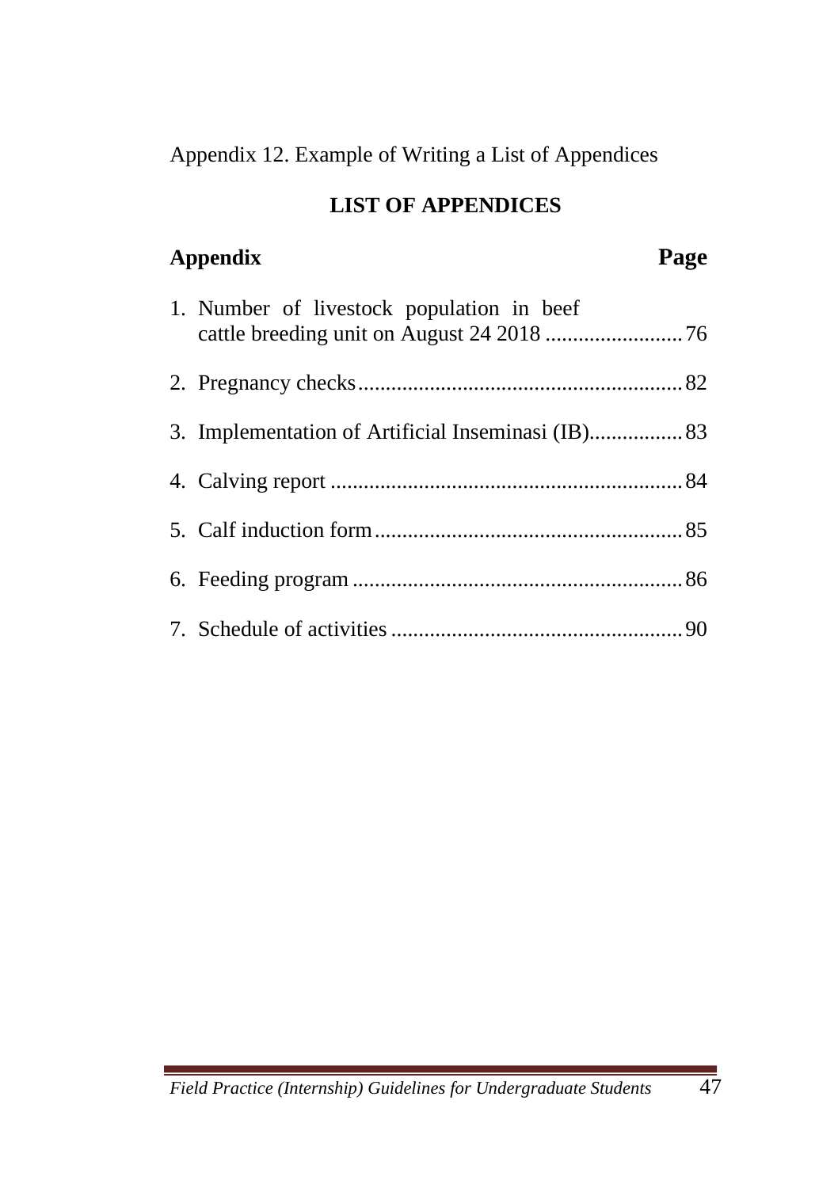Appendix 12. Example of Writing a List of Appendices

## LIST OF APPENDICES

| Appendix | Page |
|---|---|
| 1. Number of livestock population in beef cattle breeding unit on August 24 2018 | 76 |
| 2. Pregnancy checks | 82 |
| 3. Implementation of Artificial Inseminasi (IB) | 83 |
| 4. Calving report | 84 |
| 5. Calf induction form | 85 |
| 6. Feeding program | 86 |
| 7. Schedule of activities | 90 |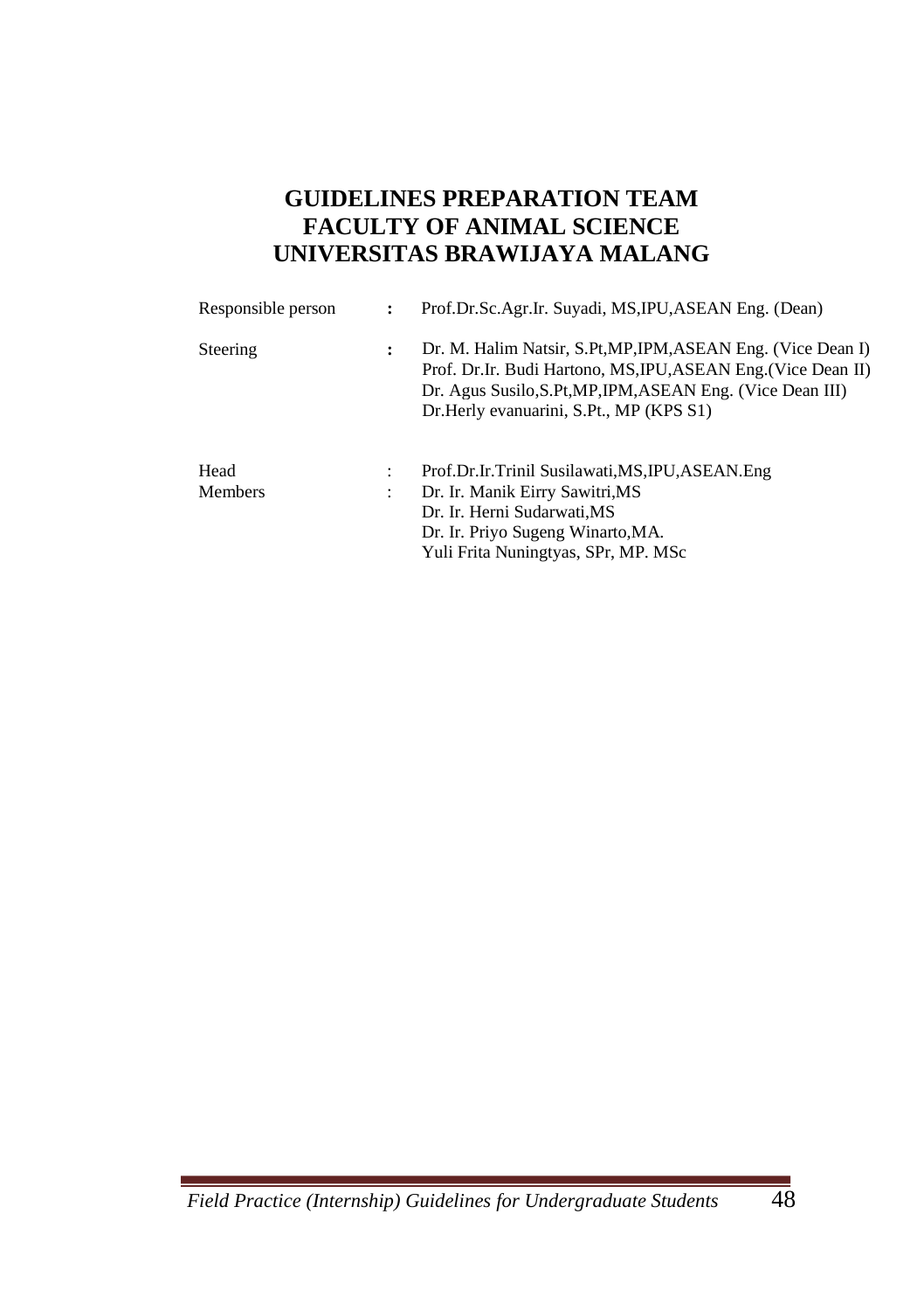# GUIDELINES PREPARATION TEAM
# FACULTY OF ANIMAL SCIENCE
# UNIVERSITAS BRAWIJAYA MALANG

| | | |
|---|---|---|
| Responsible person | : | Prof.Dr.Sc.Agr.Ir. Suyadi, MS,IPU,ASEAN Eng. (Dean) |
| Steering | : | Dr. M. Halim Natsir, S.Pt,MP,IPM,ASEAN Eng. (Vice Dean I)<br>Prof. Dr.Ir. Budi Hartono, MS,IPU,ASEAN Eng.(Vice Dean II)<br>Dr. Agus Susilo,S.Pt,MP,IPM,ASEAN Eng. (Vice Dean III)<br>Dr.Herly evanuarini, S.Pt., MP (KPS S1) |
| Head | : | Prof.Dr.Ir.Trinil Susilawati,MS,IPU,ASEAN.Eng |
| Members | : | Dr. Ir. Manik Eirry Sawitri,MS<br>Dr. Ir. Herni Sudarwati,MS<br>Dr. Ir. Priyo Sugeng Winarto,MA.<br>Yuli Frita Nuningtyas, SPr, MP. MSc |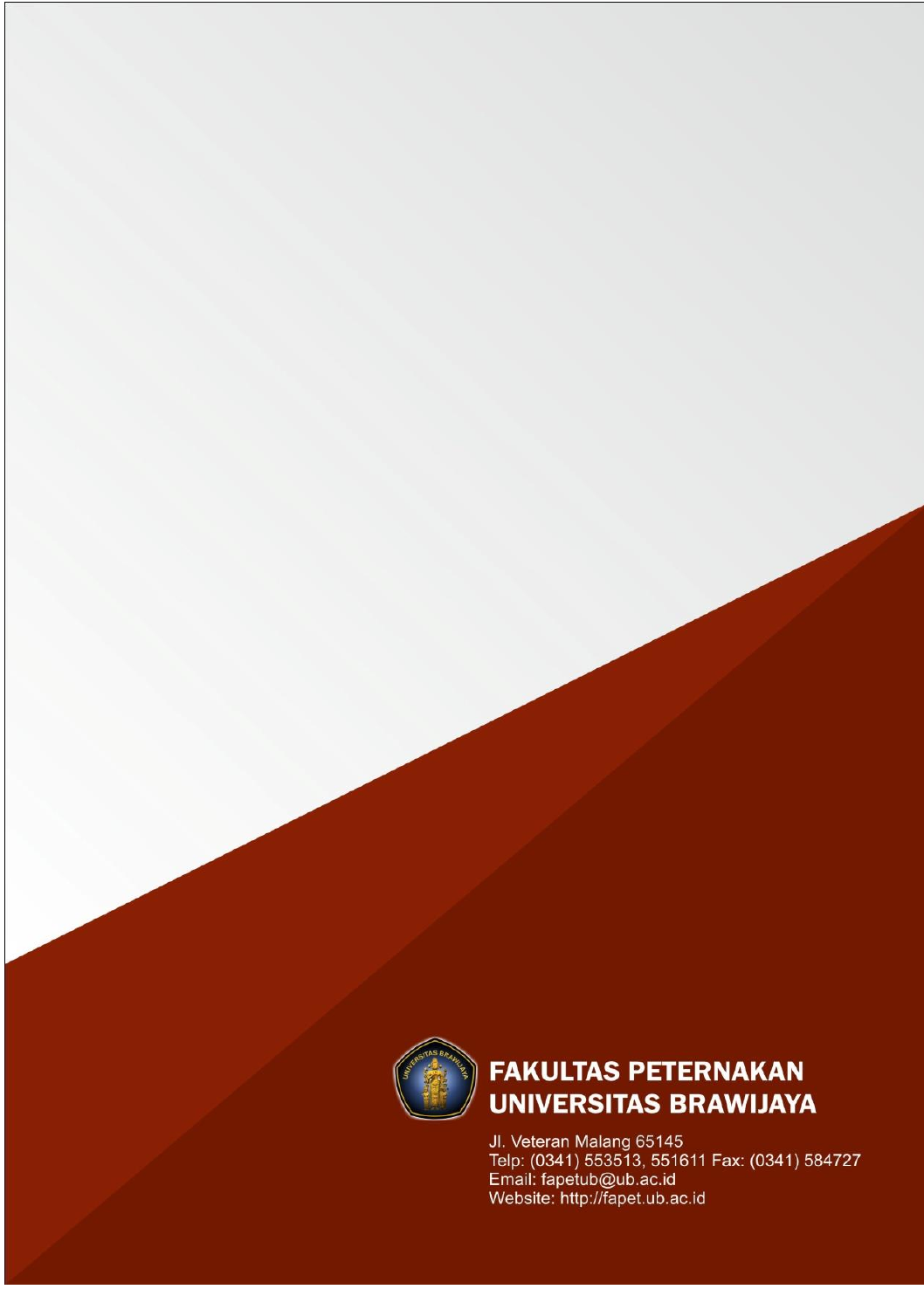**FAKULTAS PETERNAKAN**
**UNIVERSITAS BRAWIJAYA**

Jl. Veteran Malang 65145
Telp: (0341) 553513, 551611 Fax: (0341) 584727
Email: fapetub@ub.ac.id
Website: http://fapet.ub.ac.id